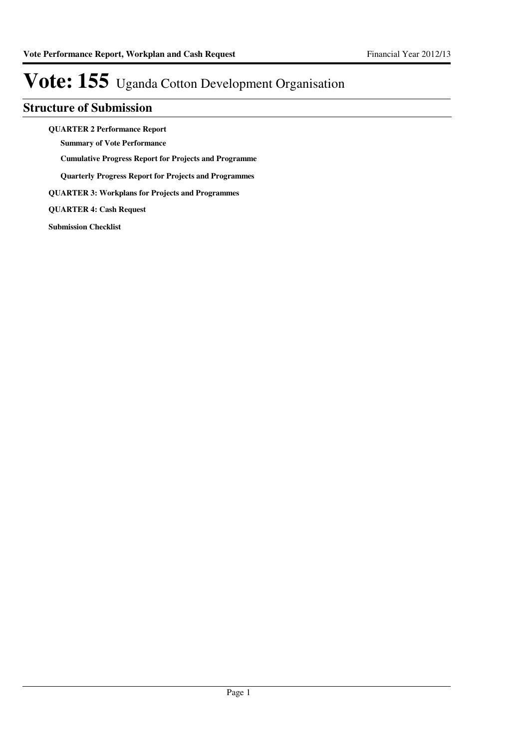# Vote: 155 Uganda Cotton Development Organisation

## Structure of Submission

**QUARTER 2 Performance Report**

- **Summary of Vote Performance**
- **Cumulative Progress Report for Projects and Programme**
- **Quarterly Progress Report for Projects and Programmes**

**QUARTER 3: Workplans for Projects and Programmes**

**QUARTER 4: Cash Request**

**Submission Checklist**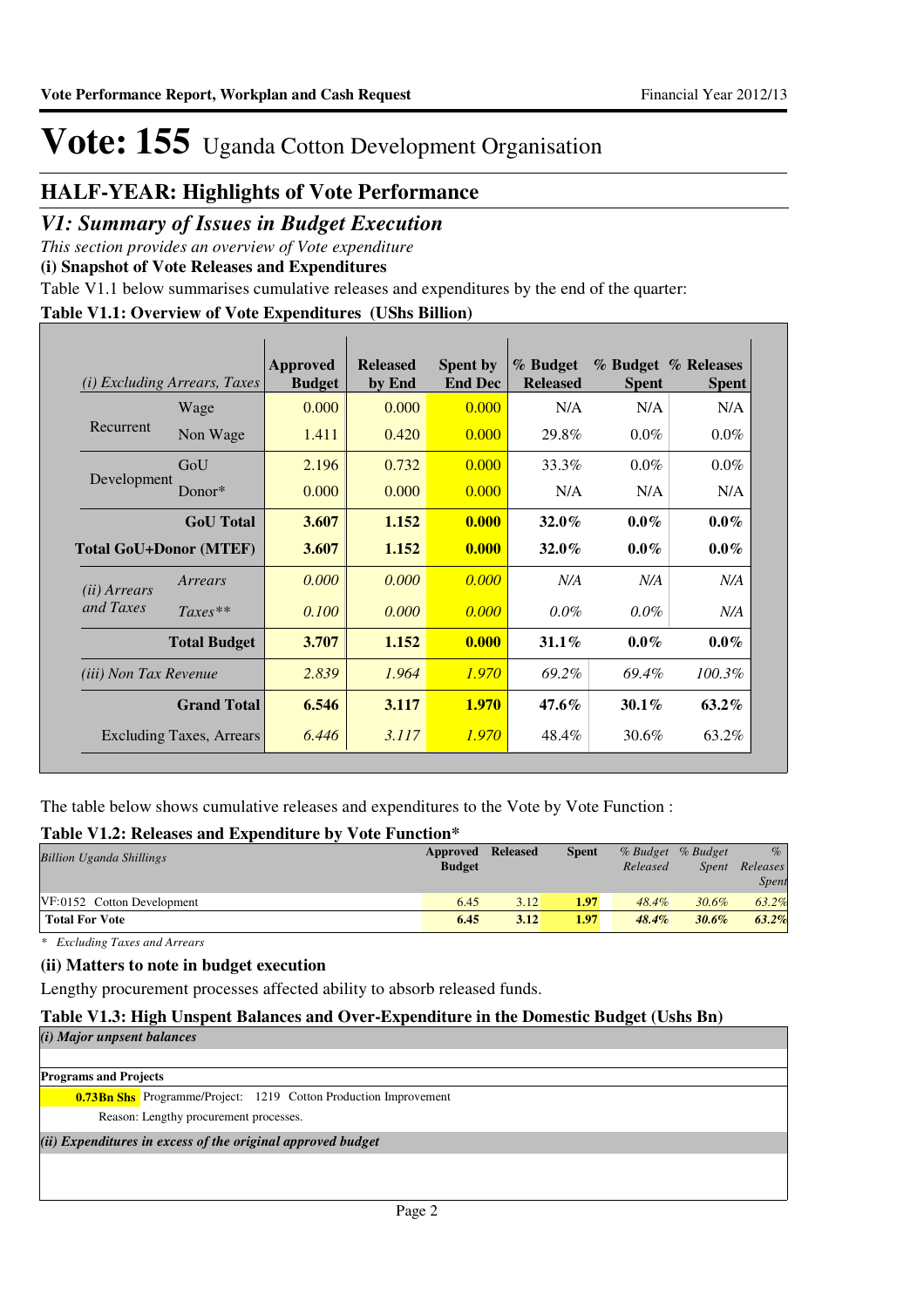# Vote: 155 Uganda Cotton Development Organisation

## HALF-YEAR: Highlights of Vote Performance

## *V1: Summary of Issues in Budget Execution*

*This section provides an overview of Vote expenditure*

**(i) Snapshot of Vote Releases and Expenditures**

Table V1.1 below summarises cumulative releases and expenditures by the end of the quarter:

**Table V1.1: Overview of Vote Expenditures (UShs Billion)**

| *(i) Excluding Arrears, Taxes* | | Approved Budget | Released by End | Spent by End Dec | % Budget Released | % Budget Spent | % Releases Spent |
|---|---|---|---|---|---|---|---|
| Recurrent | Wage | 0.000 | 0.000 | 0.000 | N/A | N/A | N/A |
| | Non Wage | 1.411 | 0.420 | 0.000 | 29.8% | 0.0% | 0.0% |
| Development | GoU | 2.196 | 0.732 | 0.000 | 33.3% | 0.0% | 0.0% |
| | Donor* | 0.000 | 0.000 | 0.000 | N/A | N/A | N/A |
| | **GoU Total** | **3.607** | **1.152** | **0.000** | **32.0%** | **0.0%** | **0.0%** |
| **Total GoU+Donor (MTEF)** | | **3.607** | **1.152** | **0.000** | **32.0%** | **0.0%** | **0.0%** |
| *(ii) Arrears and Taxes* | *Arrears* | *0.000* | *0.000* | *0.000* | *N/A* | *N/A* | *N/A* |
| | *Taxes\*\** | *0.100* | *0.000* | *0.000* | *0.0%* | *0.0%* | *N/A* |
| | **Total Budget** | **3.707** | **1.152** | **0.000** | **31.1%** | **0.0%** | **0.0%** |
| *(iii) Non Tax Revenue* | | *2.839* | *1.964* | *1.970* | *69.2%* | *69.4%* | *100.3%* |
| | **Grand Total** | **6.546** | **3.117** | **1.970** | **47.6%** | **30.1%** | **63.2%** |
| | Excluding Taxes, Arrears | *6.446* | *3.117* | *1.970* | 48.4% | 30.6% | 63.2% |

The table below shows cumulative releases and expenditures to the Vote by Vote Function :

**Table V1.2: Releases and Expenditure by Vote Function\***

| *Billion Uganda Shillings* | Approved Budget | Released | Spent | *% Budget Released* | *% Budget Spent* | *% Releases Spent* |
|---|---|---|---|---|---|---|
| VF:0152 Cotton Development | 6.45 | 3.12 | **1.97** | *48.4%* | *30.6%* | *63.2%* |
| **Total For Vote** | **6.45** | **3.12** | **1.97** | ***48.4%*** | ***30.6%*** | ***63.2%*** |

*\* Excluding Taxes and Arrears*

**(ii) Matters to note in budget execution**

Lengthy procurement processes affected ability to absorb released funds.

**Table V1.3: High Unspent Balances and Over-Expenditure in the Domestic Budget (Ushs Bn)**

***(i) Major unspent balances***

**Programs and Projects**

**0.73Bn Shs** Programme/Project: 1219 Cotton Production Improvement

Reason: Lengthy procurement processes.

***(ii) Expenditures in excess of the original approved budget***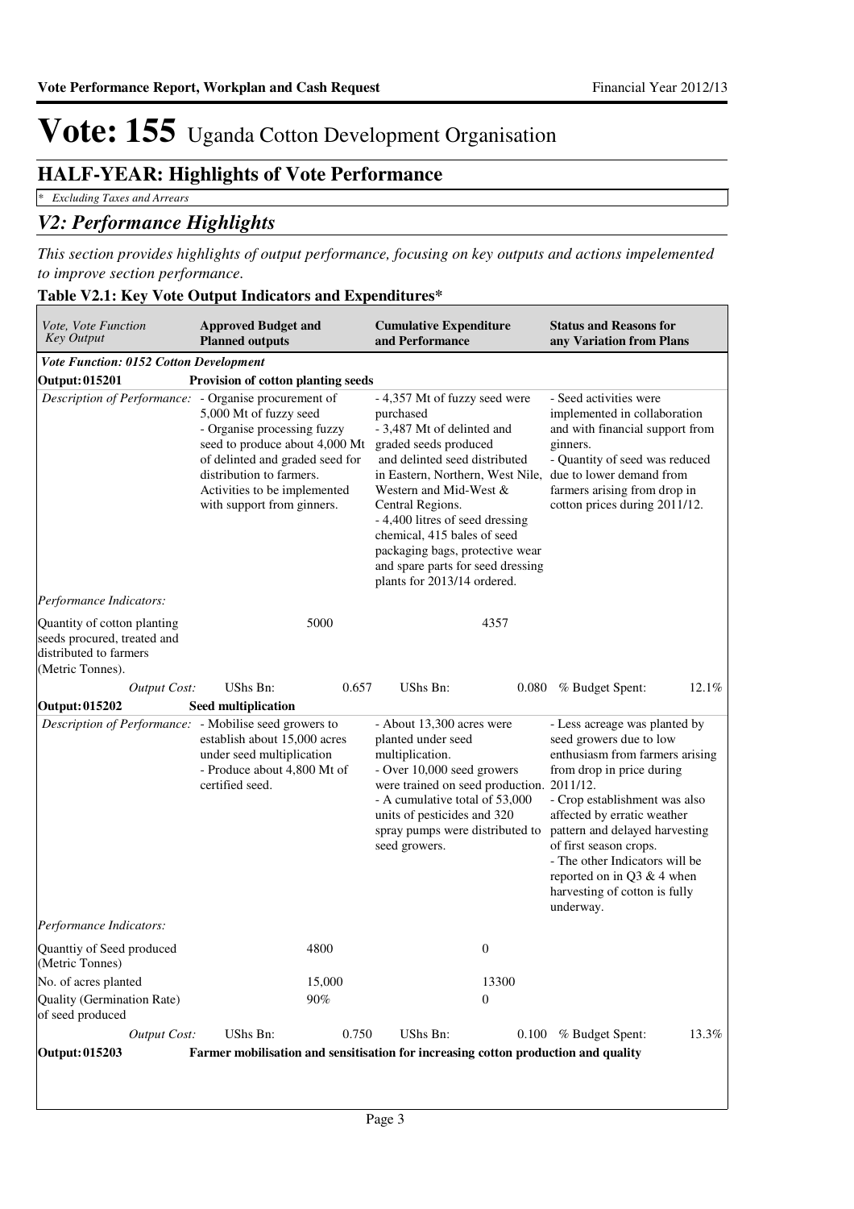# Vote: 155 Uganda Cotton Development Organisation

## HALF-YEAR: Highlights of Vote Performance

*\* Excluding Taxes and Arrears*

## *V2: Performance Highlights*

*This section provides highlights of output performance, focusing on key outputs and actions impelemented to improve section performance.*

### Table V2.1: Key Vote Output Indicators and Expenditures*

| *Vote, Vote Function Key Output* | **Approved Budget and Planned outputs** | | **Cumulative Expenditure and Performance** | | **Status and Reasons for any Variation from Plans** | |
|---|---|---|---|---|---|---|
| ***Vote Function: 0152 Cotton Development*** | | | | | | |
| **Output: 015201** | **Provision of cotton planting seeds** | | | | | |
| *Description of Performance:* | - Organise procurement of 5,000 Mt of fuzzy seed<br>- Organise processing fuzzy seed to produce about 4,000 Mt of delinted and graded seed for distribution to farmers. Activities to be implemented with support from ginners. | | - 4,357 Mt of fuzzy seed were purchased<br>- 3,487 Mt of delinted and graded seeds produced and delinted seed distributed in Eastern, Northern, West Nile, Western and Mid-West & Central Regions.<br>- 4,400 litres of seed dressing chemical, 415 bales of seed packaging bags, protective wear and spare parts for seed dressing plants for 2013/14 ordered. | | - Seed activities were implemented in collaboration and with financial support from ginners.<br>- Quantity of seed was reduced due to lower demand from farmers arising from drop in cotton prices during 2011/12. | |
| *Performance Indicators:* | | | | | | |
| Quantity of cotton planting seeds procured, treated and distributed to farmers (Metric Tonnes). | | 5000 | | 4357 | | |
| *Output Cost:* | UShs Bn: | 0.657 | UShs Bn: | 0.080 | % Budget Spent: | 12.1% |
| **Output: 015202** | **Seed multiplication** | | | | | |
| *Description of Performance:* | - Mobilise seed growers to establish about 15,000 acres under seed multiplication<br>- Produce about 4,800 Mt of certified seed. | | - About 13,300 acres were planted under seed multiplication.<br>- Over 10,000 seed growers were trained on seed production.<br>- A cumulative total of 53,000 units of pesticides and 320 spray pumps were distributed to seed growers. | | - Less acreage was planted by seed growers due to low enthusiasm from farmers arising from drop in price during 2011/12.<br>- Crop establishment was also affected by erratic weather pattern and delayed harvesting of first season crops.<br>- The other Indicators will be reported on in Q3 & 4 when harvesting of cotton is fully underway. | |
| *Performance Indicators:* | | | | | | |
| Quanttiy of Seed produced (Metric Tonnes) | | 4800 | | 0 | | |
| No. of acres planted | | 15,000 | | 13300 | | |
| Quality (Germination Rate) of seed produced | | 90% | | 0 | | |
| *Output Cost:* | UShs Bn: | 0.750 | UShs Bn: | 0.100 | % Budget Spent: | 13.3% |
| **Output: 015203** | **Farmer mobilisation and sensitisation for increasing cotton production and quality** | | | | | |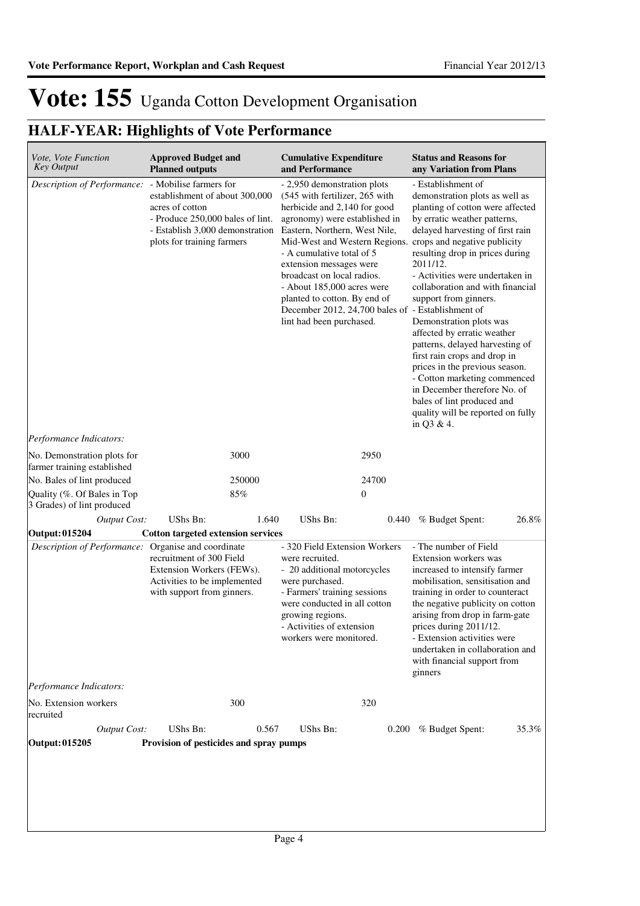# Vote: 155 Uganda Cotton Development Organisation

## HALF-YEAR: Highlights of Vote Performance

| *Vote, Vote Function Key Output* | **Approved Budget and Planned outputs** | | **Cumulative Expenditure and Performance** | | **Status and Reasons for any Variation from Plans** | |
|---|---|---|---|---|---|---|
| *Description of Performance:* | - Mobilise farmers for establishment of about 300,000 acres of cotton<br>- Produce 250,000 bales of lint.<br>- Establish 3,000 demonstration plots for training farmers | | - 2,950 demonstration plots (545 with fertilizer, 265 with herbicide and 2,140 for good agronomy) were established in Eastern, Northern, West Nile, Mid-West and Western Regions.<br>- A cumulative total of 5 extension messages were broadcast on local radios.<br>- About 185,000 acres were planted to cotton. By end of December 2012, 24,700 bales of lint had been purchased. | | - Establishment of demonstration plots as well as planting of cotton were affected by erratic weather patterns, delayed harvesting of first rain crops and negative publicity resulting drop in prices during 2011/12.<br>- Activities were undertaken in collaboration and with financial support from ginners.<br>- Establishment of Demonstration plots was affected by erratic weather patterns, delayed harvesting of first rain crops and drop in prices in the previous season.<br>- Cotton marketing commenced in December therefore No. of bales of lint produced and quality will be reported on fully in Q3 & 4. | |
| *Performance Indicators:* | | | | | | |
| No. Demonstration plots for farmer training established | | 3000 | | 2950 | | |
| No. Bales of lint produced | | 250000 | | 24700 | | |
| Quality (%. Of Bales in Top 3 Grades) of lint produced | | 85% | | 0 | | |
| *Output Cost:* | UShs Bn: | 1.640 | UShs Bn: | 0.440 | % Budget Spent: | 26.8% |
| **Output: 015204** | **Cotton targeted extension services** | | | | | |
| *Description of Performance:* | Organise and coordinate recruitment of 300 Field Extension Workers (FEWs). Activities to be implemented with support from ginners. | | - 320 Field Extension Workers were recruited.<br>- 20 additional motorcycles were purchased.<br>- Farmers' training sessions were conducted in all cotton growing regions.<br>- Activities of extension workers were monitored. | | - The number of Field Extension workers was increased to intensify farmer mobilisation, sensitisation and training in order to counteract the negative publicity on cotton arising from drop in farm-gate prices during 2011/12.<br>- Extension activities were undertaken in collaboration and with financial support from ginners | |
| *Performance Indicators:* | | | | | | |
| No. Extension workers recruited | | 300 | | 320 | | |
| *Output Cost:* | UShs Bn: | 0.567 | UShs Bn: | 0.200 | % Budget Spent: | 35.3% |
| **Output: 015205** | **Provision of pesticides and spray pumps** | | | | | |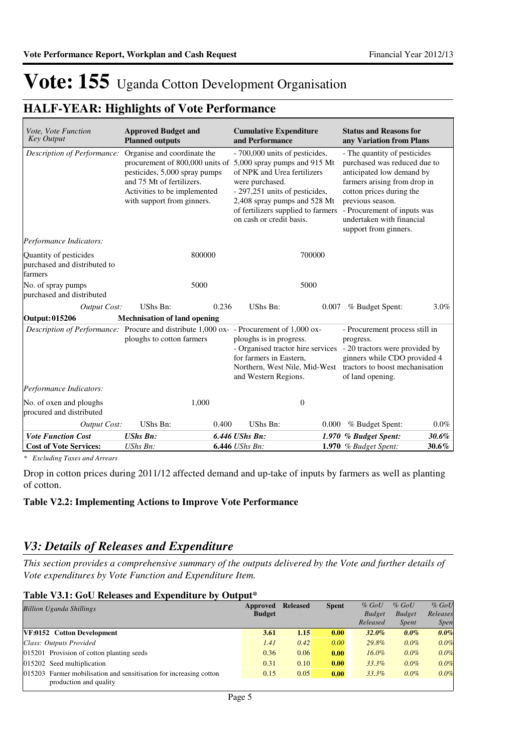# Vote: 155 Uganda Cotton Development Organisation

## HALF-YEAR: Highlights of Vote Performance

| *Vote, Vote Function Key Output* | **Approved Budget and Planned outputs** | | **Cumulative Expenditure and Performance** | | **Status and Reasons for any Variation from Plans** | |
|---|---|---|---|---|---|---|
| *Description of Performance:* | Organise and coordinate the procurement of 800,000 units of pesticides, 5,000 spray pumps and 75 Mt of fertilizers. Activities to be implemented with support from ginners. | | - 700,000 units of pesticides, 5,000 spray pumps and 915 Mt of NPK and Urea fertilizers were purchased.<br>- 297,251 units of pesticides, 2,408 spray pumps and 528 Mt of fertilizers supplied to farmers on cash or credit basis. | | - The quantity of pesticides purchased was reduced due to anticipated low demand by farmers arising from drop in cotton prices during the previous season.<br>- Procurement of inputs was undertaken with financial support from ginners. | |
| *Performance Indicators:* | | | | | | |
| Quantity of pesticides purchased and distributed to farmers | | 800000 | | 700000 | | |
| No. of spray pumps purchased and distributed | | 5000 | | 5000 | | |
| *Output Cost:* | UShs Bn: | 0.236 | UShs Bn: | 0.007 | % Budget Spent: | 3.0% |
| **Output: 015206** | **Mechnisation of land opening** | | | | | |
| *Description of Performance:* | Procure and distribute 1,000 ox-ploughs to cotton farmers | | - Procurement of 1,000 ox-ploughs is in progress.<br>- Organised tractor hire services for farmers in Eastern, Northern, West Nile, Mid-West and Western Regions. | | - Procurement process still in progress.<br>- 20 tractors were provided by ginners while CDO provided 4 tractors to boost mechanisation of land opening. | |
| *Performance Indicators:* | | | | | | |
| No. of oxen and ploughs procured and distributed | | 1,000 | | 0 | | |
| *Output Cost:* | UShs Bn: | 0.400 | UShs Bn: | 0.000 | % Budget Spent: | 0.0% |
| ***Vote Function Cost*** | ***UShs Bn:*** | | ***6.446 UShs Bn:*** | | ***1.970 % Budget Spent:*** | ***30.6%*** |
| **Cost of Vote Services:** | *UShs Bn:* | | **6.446** *UShs Bn:* | | **1.970** *% Budget Spent:* | **30.6%** |

*\* Excluding Taxes and Arrears*

Drop in cotton prices during 2011/12 affected demand and up-take of inputs by farmers as well as planting of cotton.

**Table V2.2: Implementing Actions to Improve Vote Performance**

## *V3: Details of Releases and Expenditure*

*This section provides a comprehensive summary of the outputs delivered by the Vote and further details of Vote expenditures by Vote Function and Expenditure Item.*

**Table V3.1: GoU Releases and Expenditure by Output***

| *Billion Uganda Shillings* | **Approved Budget** | **Released** | **Spent** | *% GoU Budget Released* | *% GoU Budget Spent* | *% GoU Releases Spen* |
|---|---|---|---|---|---|---|
| **VF:0152 Cotton Development** | **3.61** | **1.15** | **0.00** | ***32.0%*** | ***0.0%*** | ***0.0%*** |
| *Class: Outputs Provided* | *1.41* | *0.42* | *0.00* | *29.8%* | *0.0%* | *0.0%* |
| 015201 Provision of cotton planting seeds | 0.36 | 0.06 | **0.00** | *16.0%* | *0.0%* | *0.0%* |
| 015202 Seed multiplication | 0.31 | 0.10 | **0.00** | *33.3%* | *0.0%* | *0.0%* |
| 015203 Farmer mobilisation and sensitisation for increasing cotton production and quality | 0.15 | 0.05 | **0.00** | *33.3%* | *0.0%* | *0.0%* |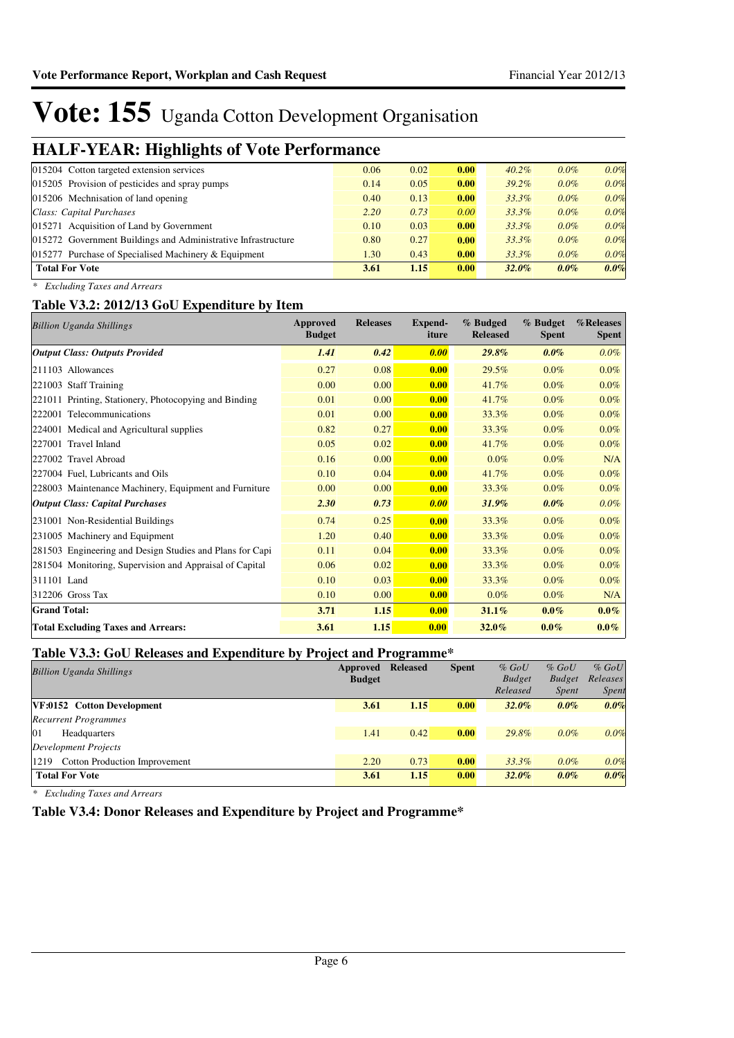# Vote: 155 Uganda Cotton Development Organisation

## HALF-YEAR: Highlights of Vote Performance

| | | | | | | |
|---|---|---|---|---|---|---|
| 015204 Cotton targeted extension services | 0.06 | 0.02 | 0.00 | *40.2%* | *0.0%* | *0.0%* |
| 015205 Provision of pesticides and spray pumps | 0.14 | 0.05 | 0.00 | *39.2%* | *0.0%* | *0.0%* |
| 015206 Mechnisation of land opening | 0.40 | 0.13 | 0.00 | *33.3%* | *0.0%* | *0.0%* |
| *Class: Capital Purchases* | *2.20* | *0.73* | *0.00* | *33.3%* | *0.0%* | *0.0%* |
| 015271 Acquisition of Land by Government | 0.10 | 0.03 | 0.00 | *33.3%* | *0.0%* | *0.0%* |
| 015272 Government Buildings and Administrative Infrastructure | 0.80 | 0.27 | 0.00 | *33.3%* | *0.0%* | *0.0%* |
| 015277 Purchase of Specialised Machinery & Equipment | 1.30 | 0.43 | 0.00 | *33.3%* | *0.0%* | *0.0%* |
| **Total For Vote** | **3.61** | **1.15** | **0.00** | ***32.0%*** | ***0.0%*** | ***0.0%*** |

*\* Excluding Taxes and Arrears*

### Table V3.2: 2012/13 GoU Expenditure by Item

| *Billion Uganda Shillings* | Approved Budget | Releases | Expend-iture | % Budged Released | % Budget Spent | %Releases Spent |
|---|---|---|---|---|---|---|
| ***Output Class: Outputs Provided*** | ***1.41*** | ***0.42*** | ***0.00*** | ***29.8%*** | ***0.0%*** | *0.0%* |
| 211103 Allowances | 0.27 | 0.08 | **0.00** | 29.5% | 0.0% | 0.0% |
| 221003 Staff Training | 0.00 | 0.00 | **0.00** | 41.7% | 0.0% | 0.0% |
| 221011 Printing, Stationery, Photocopying and Binding | 0.01 | 0.00 | **0.00** | 41.7% | 0.0% | 0.0% |
| 222001 Telecommunications | 0.01 | 0.00 | **0.00** | 33.3% | 0.0% | 0.0% |
| 224001 Medical and Agricultural supplies | 0.82 | 0.27 | **0.00** | 33.3% | 0.0% | 0.0% |
| 227001 Travel Inland | 0.05 | 0.02 | **0.00** | 41.7% | 0.0% | 0.0% |
| 227002 Travel Abroad | 0.16 | 0.00 | **0.00** | 0.0% | 0.0% | N/A |
| 227004 Fuel, Lubricants and Oils | 0.10 | 0.04 | **0.00** | 41.7% | 0.0% | 0.0% |
| 228003 Maintenance Machinery, Equipment and Furniture | 0.00 | 0.00 | **0.00** | 33.3% | 0.0% | 0.0% |
| ***Output Class: Capital Purchases*** | ***2.30*** | ***0.73*** | ***0.00*** | ***31.9%*** | ***0.0%*** | *0.0%* |
| 231001 Non-Residential Buildings | 0.74 | 0.25 | **0.00** | 33.3% | 0.0% | 0.0% |
| 231005 Machinery and Equipment | 1.20 | 0.40 | **0.00** | 33.3% | 0.0% | 0.0% |
| 281503 Engineering and Design Studies and Plans for Capi | 0.11 | 0.04 | **0.00** | 33.3% | 0.0% | 0.0% |
| 281504 Monitoring, Supervision and Appraisal of Capital | 0.06 | 0.02 | **0.00** | 33.3% | 0.0% | 0.0% |
| 311101 Land | 0.10 | 0.03 | **0.00** | 33.3% | 0.0% | 0.0% |
| 312206 Gross Tax | 0.10 | 0.00 | **0.00** | 0.0% | 0.0% | N/A |
| **Grand Total:** | **3.71** | **1.15** | **0.00** | **31.1%** | **0.0%** | **0.0%** |
| **Total Excluding Taxes and Arrears:** | **3.61** | **1.15** | **0.00** | **32.0%** | **0.0%** | **0.0%** |

### Table V3.3: GoU Releases and Expenditure by Project and Programme*

| *Billion Uganda Shillings* | Approved Budget | Released | Spent | *% GoU Budget Released* | *% GoU Budget Spent* | *% GoU Releases Spent* |
|---|---|---|---|---|---|---|
| **VF:0152 Cotton Development** | **3.61** | **1.15** | **0.00** | ***32.0%*** | ***0.0%*** | ***0.0%*** |
| *Recurrent Programmes* | | | | | | |
| 01 Headquarters | 1.41 | 0.42 | **0.00** | *29.8%* | *0.0%* | *0.0%* |
| *Development Projects* | | | | | | |
| 1219 Cotton Production Improvement | 2.20 | 0.73 | **0.00** | *33.3%* | *0.0%* | *0.0%* |
| **Total For Vote** | **3.61** | **1.15** | **0.00** | ***32.0%*** | ***0.0%*** | ***0.0%*** |

*\* Excluding Taxes and Arrears*

### Table V3.4: Donor Releases and Expenditure by Project and Programme*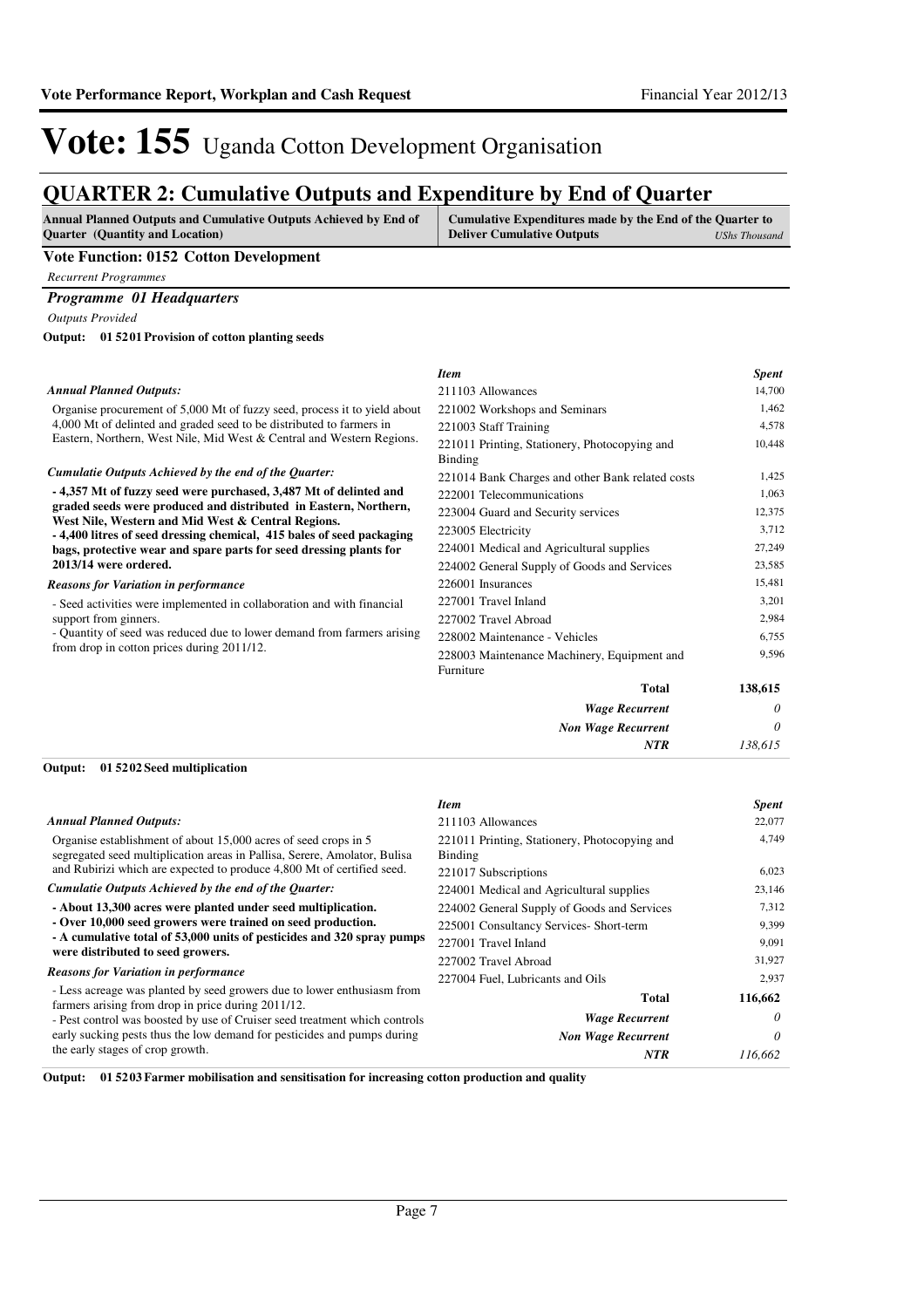# Vote: 155 Uganda Cotton Development Organisation

## QUARTER 2: Cumulative Outputs and Expenditure by End of Quarter

| Annual Planned Outputs and Cumulative Outputs Achieved by End of Quarter (Quantity and Location) | Cumulative Expenditures made by the End of the Quarter to Deliver Cumulative Outputs *UShs Thousand* |
|---|---|

### Vote Function: 0152 Cotton Development

*Recurrent Programmes*

#### *Programme 01 Headquarters*

*Outputs Provided*

**Output: 01 5201 Provision of cotton planting seeds**

*Annual Planned Outputs:*

Organise procurement of 5,000 Mt of fuzzy seed, process it to yield about 4,000 Mt of delinted and graded seed to be distributed to farmers in Eastern, Northern, West Nile, Mid West & Central and Western Regions.

***Cumulatie Outputs Achieved by the end of the Quarter:***

**- 4,357 Mt of fuzzy seed were purchased, 3,487 Mt of delinted and graded seeds were produced and distributed in Eastern, Northern, West Nile, Western and Mid West & Central Regions.**
**- 4,400 litres of seed dressing chemical, 415 bales of seed packaging bags, protective wear and spare parts for seed dressing plants for 2013/14 were ordered.**

***Reasons for Variation in performance***

- Seed activities were implemented in collaboration and with financial support from ginners.
- Quantity of seed was reduced due to lower demand from farmers arising from drop in cotton prices during 2011/12.

| *Item* | *Spent* |
|---|---|
| 211103 Allowances | 14,700 |
| 221002 Workshops and Seminars | 1,462 |
| 221003 Staff Training | 4,578 |
| 221011 Printing, Stationery, Photocopying and Binding | 10,448 |
| 221014 Bank Charges and other Bank related costs | 1,425 |
| 222001 Telecommunications | 1,063 |
| 223004 Guard and Security services | 12,375 |
| 223005 Electricity | 3,712 |
| 224001 Medical and Agricultural supplies | 27,249 |
| 224002 General Supply of Goods and Services | 23,585 |
| 226001 Insurances | 15,481 |
| 227001 Travel Inland | 3,201 |
| 227002 Travel Abroad | 2,984 |
| 228002 Maintenance - Vehicles | 6,755 |
| 228003 Maintenance Machinery, Equipment and Furniture | 9,596 |
| **Total** | **138,615** |
| *Wage Recurrent* | *0* |
| *Non Wage Recurrent* | *0* |
| *NTR* | *138,615* |

**Output: 01 5202 Seed multiplication**

*Annual Planned Outputs:*

Organise establishment of about 15,000 acres of seed crops in 5 segregated seed multiplication areas in Pallisa, Serere, Amolator, Bulisa and Rubirizi which are expected to produce 4,800 Mt of certified seed.

***Cumulatie Outputs Achieved by the end of the Quarter:***

**- About 13,300 acres were planted under seed multiplication.**
**- Over 10,000 seed growers were trained on seed production.**
**- A cumulative total of 53,000 units of pesticides and 320 spray pumps were distributed to seed growers.**

***Reasons for Variation in performance***

- Less acreage was planted by seed growers due to lower enthusiasm from farmers arising from drop in price during 2011/12.
- Pest control was boosted by use of Cruiser seed treatment which controls early sucking pests thus the low demand for pesticides and pumps during the early stages of crop growth.

| *Item* | *Spent* |
|---|---|
| 211103 Allowances | 22,077 |
| 221011 Printing, Stationery, Photocopying and Binding | 4,749 |
| 221017 Subscriptions | 6,023 |
| 224001 Medical and Agricultural supplies | 23,146 |
| 224002 General Supply of Goods and Services | 7,312 |
| 225001 Consultancy Services- Short-term | 9,399 |
| 227001 Travel Inland | 9,091 |
| 227002 Travel Abroad | 31,927 |
| 227004 Fuel, Lubricants and Oils | 2,937 |
| **Total** | **116,662** |
| *Wage Recurrent* | *0* |
| *Non Wage Recurrent* | *0* |
| *NTR* | *116,662* |

**Output: 01 5203 Farmer mobilisation and sensitisation for increasing cotton production and quality**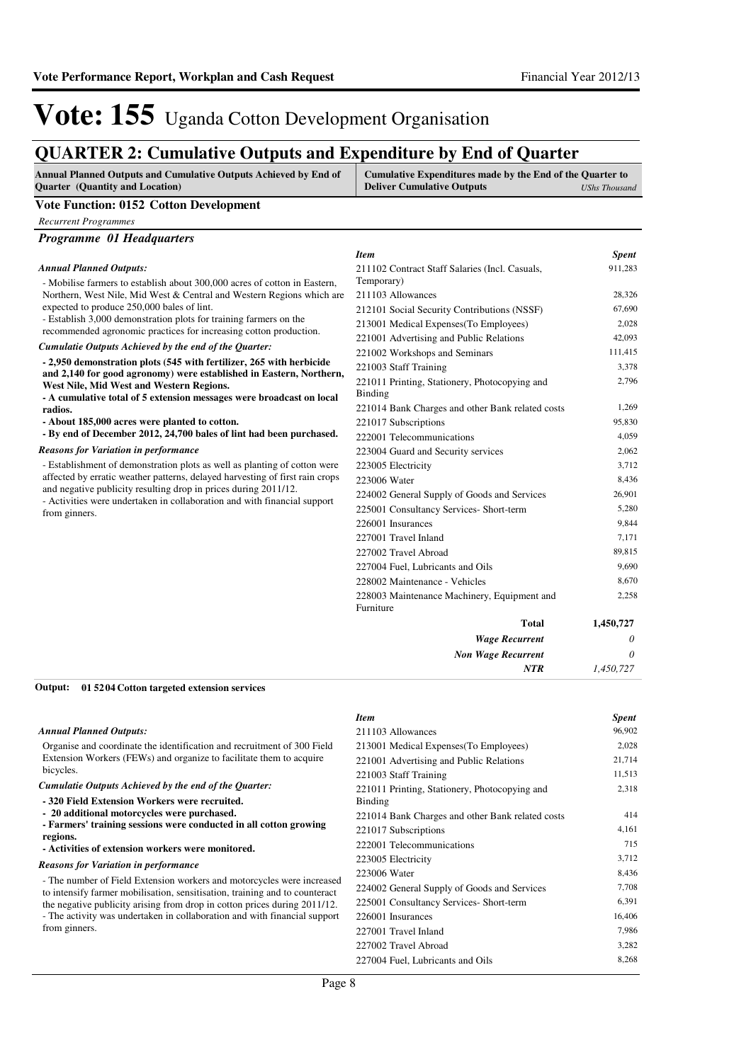# Vote: 155 Uganda Cotton Development Organisation

## QUARTER 2: Cumulative Outputs and Expenditure by End of Quarter

**Annual Planned Outputs and Cumulative Outputs Achieved by End of Quarter (Quantity and Location)** | **Cumulative Expenditures made by the End of the Quarter to Deliver Cumulative Outputs** *UShs Thousand*

### Vote Function: 0152 Cotton Development

*Recurrent Programmes*

#### *Programme 01 Headquarters*

*Annual Planned Outputs:*

- Mobilise farmers to establish about 300,000 acres of cotton in Eastern, Northern, West Nile, Mid West & Central and Western Regions which are expected to produce 250,000 bales of lint.
- Establish 3,000 demonstration plots for training farmers on the recommended agronomic practices for increasing cotton production.

*Cumulatie Outputs Achieved by the end of the Quarter:*

**- 2,950 demonstration plots (545 with fertilizer, 265 with herbicide and 2,140 for good agronomy) were established in Eastern, Northern, West Nile, Mid West and Western Regions.**
**- A cumulative total of 5 extension messages were broadcast on local radios.**
**- About 185,000 acres were planted to cotton.**
**- By end of December 2012, 24,700 bales of lint had been purchased.**

*Reasons for Variation in performance*

- Establishment of demonstration plots as well as planting of cotton were affected by erratic weather patterns, delayed harvesting of first rain crops and negative publicity resulting drop in prices during 2011/12.
- Activities were undertaken in collaboration and with financial support from ginners.

| *Item* | *Spent* |
|---|---|
| 211102 Contract Staff Salaries (Incl. Casuals, Temporary) | 911,283 |
| 211103 Allowances | 28,326 |
| 212101 Social Security Contributions (NSSF) | 67,690 |
| 213001 Medical Expenses(To Employees) | 2,028 |
| 221001 Advertising and Public Relations | 42,093 |
| 221002 Workshops and Seminars | 111,415 |
| 221003 Staff Training | 3,378 |
| 221011 Printing, Stationery, Photocopying and Binding | 2,796 |
| 221014 Bank Charges and other Bank related costs | 1,269 |
| 221017 Subscriptions | 95,830 |
| 222001 Telecommunications | 4,059 |
| 223004 Guard and Security services | 2,062 |
| 223005 Electricity | 3,712 |
| 223006 Water | 8,436 |
| 224002 General Supply of Goods and Services | 26,901 |
| 225001 Consultancy Services- Short-term | 5,280 |
| 226001 Insurances | 9,844 |
| 227001 Travel Inland | 7,171 |
| 227002 Travel Abroad | 89,815 |
| 227004 Fuel, Lubricants and Oils | 9,690 |
| 228002 Maintenance - Vehicles | 8,670 |
| 228003 Maintenance Machinery, Equipment and Furniture | 2,258 |
| **Total** | **1,450,727** |
| *Wage Recurrent* | *0* |
| *Non Wage Recurrent* | *0* |
| *NTR* | *1,450,727* |

**Output: 01 5204 Cotton targeted extension services**

*Annual Planned Outputs:*

Organise and coordinate the identification and recruitment of 300 Field Extension Workers (FEWs) and organize to facilitate them to acquire bicycles.

*Cumulatie Outputs Achieved by the end of the Quarter:*

**- 320 Field Extension Workers were recruited.**
**- 20 additional motorcycles were purchased.**
**- Farmers' training sessions were conducted in all cotton growing regions.**
**- Activities of extension workers were monitored.**

*Reasons for Variation in performance*

- The number of Field Extension workers and motorcycles were increased to intensify farmer mobilisation, sensitisation, training and to counteract the negative publicity arising from drop in cotton prices during 2011/12.
- The activity was undertaken in collaboration and with financial support from ginners.

| *Item* | *Spent* |
|---|---|
| 211103 Allowances | 96,902 |
| 213001 Medical Expenses(To Employees) | 2,028 |
| 221001 Advertising and Public Relations | 21,714 |
| 221003 Staff Training | 11,513 |
| 221011 Printing, Stationery, Photocopying and Binding | 2,318 |
| 221014 Bank Charges and other Bank related costs | 414 |
| 221017 Subscriptions | 4,161 |
| 222001 Telecommunications | 715 |
| 223005 Electricity | 3,712 |
| 223006 Water | 8,436 |
| 224002 General Supply of Goods and Services | 7,708 |
| 225001 Consultancy Services- Short-term | 6,391 |
| 226001 Insurances | 16,406 |
| 227001 Travel Inland | 7,986 |
| 227002 Travel Abroad | 3,282 |
| 227004 Fuel, Lubricants and Oils | 8,268 |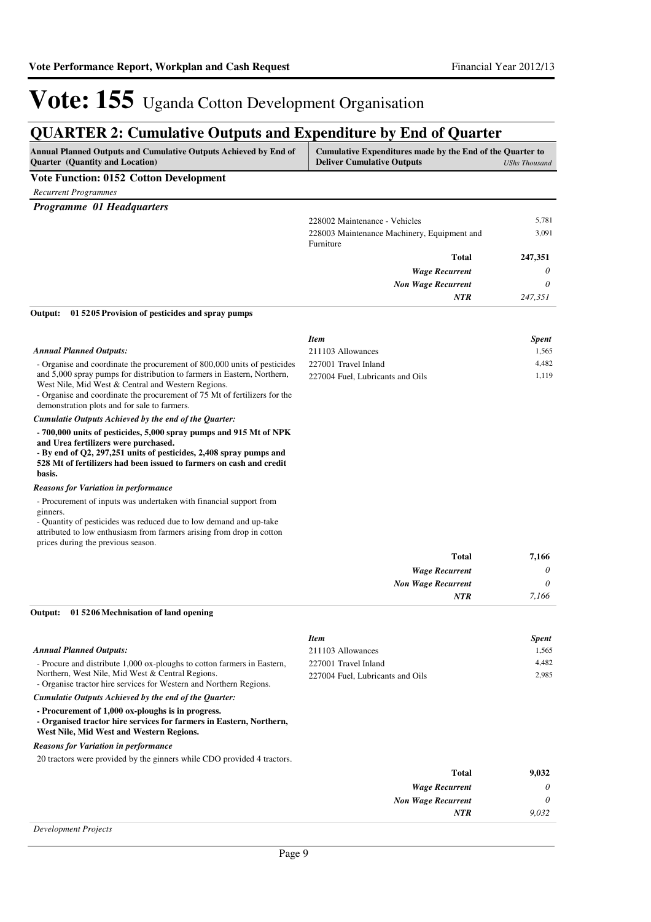# Vote: 155 Uganda Cotton Development Organisation

## QUARTER 2: Cumulative Outputs and Expenditure by End of Quarter

| Annual Planned Outputs and Cumulative Outputs Achieved by End of Quarter (Quantity and Location) | Cumulative Expenditures made by the End of the Quarter to Deliver Cumulative Outputs | USh Thousand |
|---|---|---|

**Vote Function: 0152 Cotton Development**

*Recurrent Programmes*

***Programme 01 Headquarters***

| Item | Spent |
|---|---|
| 228002 Maintenance - Vehicles | 5,781 |
| 228003 Maintenance Machinery, Equipment and Furniture | 3,091 |
| **Total** | **247,351** |
| *Wage Recurrent* | *0* |
| *Non Wage Recurrent* | *0* |
| *NTR* | *247,351* |

**Output: 01 5205 Provision of pesticides and spray pumps**

*Annual Planned Outputs:*

- Organise and coordinate the procurement of 800,000 units of pesticides and 5,000 spray pumps for distribution to farmers in Eastern, Northern, West Nile, Mid West & Central and Western Regions.
- Organise and coordinate the procurement of 75 Mt of fertilizers for the demonstration plots and for sale to farmers.

*Cumulatie Outputs Achieved by the end of the Quarter:*

**- 700,000 units of pesticides, 5,000 spray pumps and 915 Mt of NPK and Urea fertilizers were purchased.**
**- By end of Q2, 297,251 units of pesticides, 2,408 spray pumps and 528 Mt of fertilizers had been issued to farmers on cash and credit basis.**

*Reasons for Variation in performance*

- Procurement of inputs was undertaken with financial support from ginners.
- Quantity of pesticides was reduced due to low demand and up-take attributed to low enthusiasm from farmers arising from drop in cotton prices during the previous season.

| *Item* | *Spent* |
|---|---|
| 211103 Allowances | 1,565 |
| 227001 Travel Inland | 4,482 |
| 227004 Fuel, Lubricants and Oils | 1,119 |
| **Total** | **7,166** |
| *Wage Recurrent* | *0* |
| *Non Wage Recurrent* | *0* |
| *NTR* | *7,166* |

**Output: 01 5206 Mechnisation of land opening**

*Annual Planned Outputs:*

- Procure and distribute 1,000 ox-ploughs to cotton farmers in Eastern, Northern, West Nile, Mid West & Central Regions.
- Organise tractor hire services for Western and Northern Regions.

*Cumulatie Outputs Achieved by the end of the Quarter:*

**- Procurement of 1,000 ox-ploughs is in progress.**
**- Organised tractor hire services for farmers in Eastern, Northern, West Nile, Mid West and Western Regions.**

*Reasons for Variation in performance*

20 tractors were provided by the ginners while CDO provided 4 tractors.

| *Item* | *Spent* |
|---|---|
| 211103 Allowances | 1,565 |
| 227001 Travel Inland | 4,482 |
| 227004 Fuel, Lubricants and Oils | 2,985 |
| **Total** | **9,032** |
| *Wage Recurrent* | *0* |
| *Non Wage Recurrent* | *0* |
| *NTR* | *9,032* |

*Development Projects*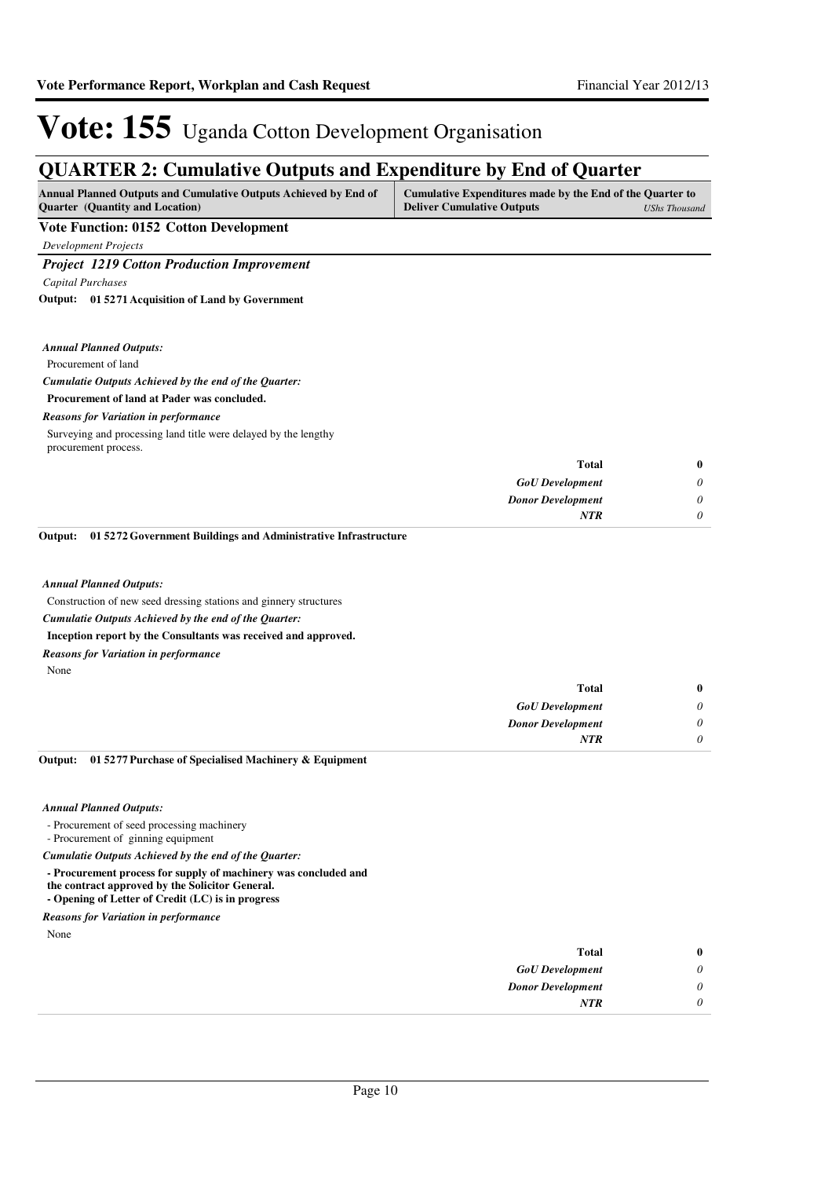# Vote: 155 Uganda Cotton Development Organisation

## QUARTER 2: Cumulative Outputs and Expenditure by End of Quarter

| Annual Planned Outputs and Cumulative Outputs Achieved by End of Quarter (Quantity and Location) | Cumulative Expenditures made by the End of the Quarter to Deliver Cumulative Outputs *UShs Thousand* |
|---|---|

**Vote Function: 0152 Cotton Development**

*Development Projects*

### *Project 1219 Cotton Production Improvement*

*Capital Purchases*

**Output: 01 5271 Acquisition of Land by Government**

*Annual Planned Outputs:*

Procurement of land

*Cumulatie Outputs Achieved by the end of the Quarter:*

**Procurement of land at Pader was concluded.**

*Reasons for Variation in performance*

Surveying and processing land title were delayed by the lengthy procurement process.

| | |
|---|---|
| Total | 0 |
| *GoU Development* | *0* |
| *Donor Development* | *0* |
| *NTR* | *0* |

**Output: 01 5272 Government Buildings and Administrative Infrastructure**

*Annual Planned Outputs:*

Construction of new seed dressing stations and ginnery structures

*Cumulatie Outputs Achieved by the end of the Quarter:*

**Inception report by the Consultants was received and approved.**

*Reasons for Variation in performance*

None

| | |
|---|---|
| Total | 0 |
| *GoU Development* | *0* |
| *Donor Development* | *0* |
| *NTR* | *0* |

**Output: 01 5277 Purchase of Specialised Machinery & Equipment**

*Annual Planned Outputs:*

- Procurement of seed processing machinery
- Procurement of ginning equipment

*Cumulatie Outputs Achieved by the end of the Quarter:*

**- Procurement process for supply of machinery was concluded and the contract approved by the Solicitor General.**
**- Opening of Letter of Credit (LC) is in progress**

*Reasons for Variation in performance*

None

| | |
|---|---|
| Total | 0 |
| *GoU Development* | *0* |
| *Donor Development* | *0* |
| *NTR* | *0* |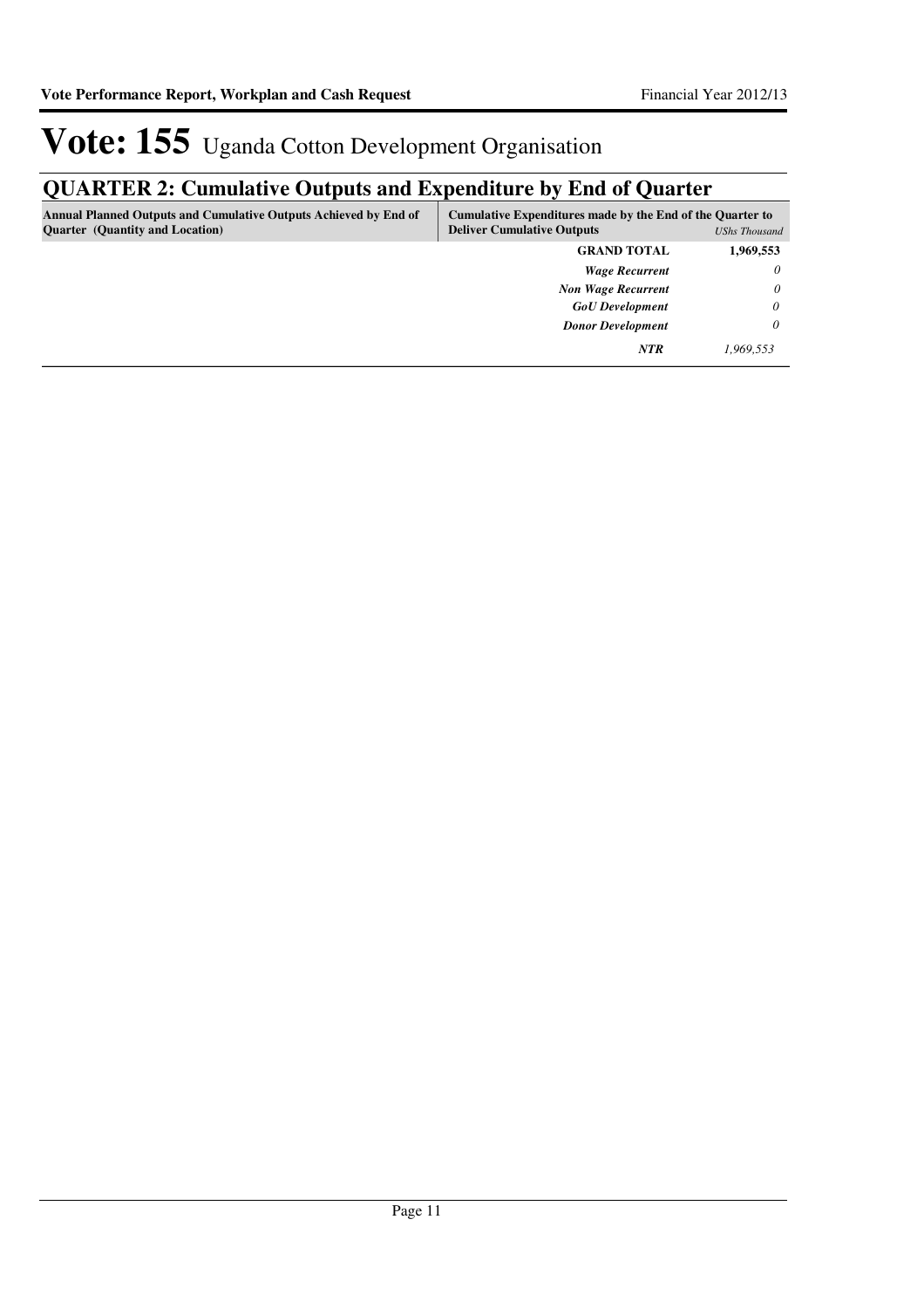# Vote: 155 Uganda Cotton Development Organisation

## QUARTER 2: Cumulative Outputs and Expenditure by End of Quarter

| Annual Planned Outputs and Cumulative Outputs Achieved by End of Quarter (Quantity and Location) | Cumulative Expenditures made by the End of the Quarter to Deliver Cumulative Outputs | *UShs Thousand* |
|---|---|---|
| | **GRAND TOTAL** | **1,969,553** |
| | ***Wage Recurrent*** | *0* |
| | ***Non Wage Recurrent*** | *0* |
| | ***GoU Development*** | *0* |
| | ***Donor Development*** | *0* |
| | ***NTR*** | *1,969,553* |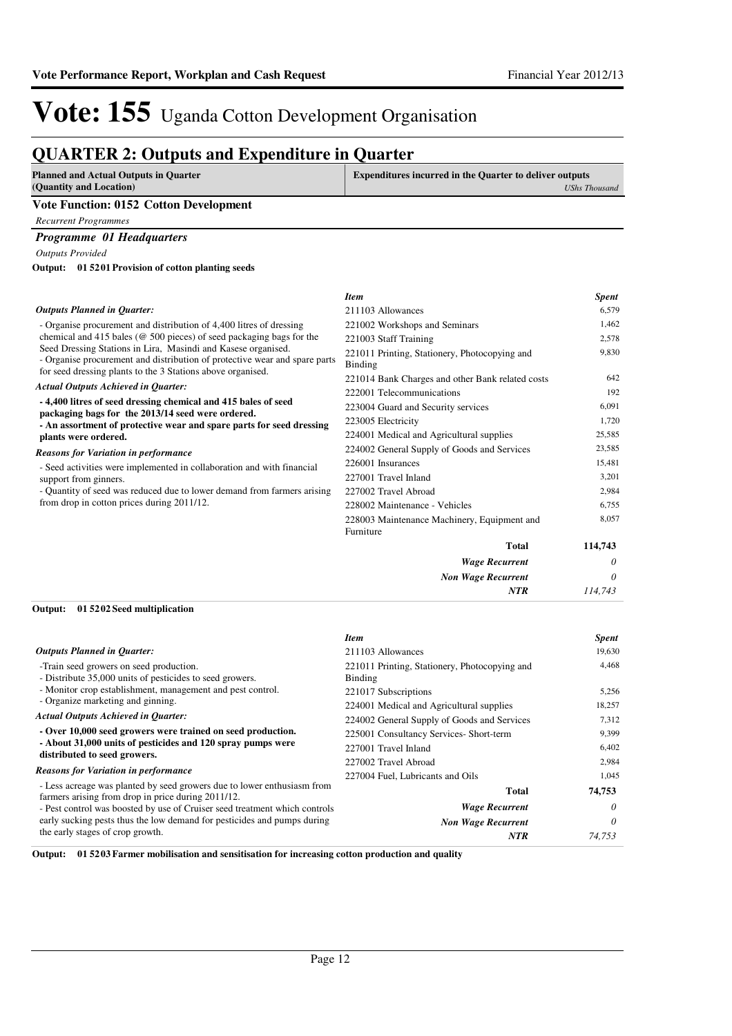# Vote: 155 Uganda Cotton Development Organisation

## QUARTER 2: Outputs and Expenditure in Quarter

**Planned and Actual Outputs in Quarter (Quantity and Location)** | **Expenditures incurred in the Quarter to deliver outputs** *UShs Thousand*

### Vote Function: 0152 Cotton Development

*Recurrent Programmes*

#### *Programme 01 Headquarters*

*Outputs Provided*

**Output: 01 5201 Provision of cotton planting seeds**

*Outputs Planned in Quarter:*

- Organise procurement and distribution of 4,400 litres of dressing chemical and 415 bales (@ 500 pieces) of seed packaging bags for the Seed Dressing Stations in Lira, Masindi and Kasese organised.
- Organise procurement and distribution of protective wear and spare parts for seed dressing plants to the 3 Stations above organised.

*Actual Outputs Achieved in Quarter:*

**- 4,400 litres of seed dressing chemical and 415 bales of seed packaging bags for the 2013/14 seed were ordered.**
**- An assortment of protective wear and spare parts for seed dressing plants were ordered.**

*Reasons for Variation in performance*

- Seed activities were implemented in collaboration and with financial support from ginners.
- Quantity of seed was reduced due to lower demand from farmers arising from drop in cotton prices during 2011/12.

| *Item* | *Spent* |
|---|---|
| 211103 Allowances | 6,579 |
| 221002 Workshops and Seminars | 1,462 |
| 221003 Staff Training | 2,578 |
| 221011 Printing, Stationery, Photocopying and Binding | 9,830 |
| 221014 Bank Charges and other Bank related costs | 642 |
| 222001 Telecommunications | 192 |
| 223004 Guard and Security services | 6,091 |
| 223005 Electricity | 1,720 |
| 224001 Medical and Agricultural supplies | 25,585 |
| 224002 General Supply of Goods and Services | 23,585 |
| 226001 Insurances | 15,481 |
| 227001 Travel Inland | 3,201 |
| 227002 Travel Abroad | 2,984 |
| 228002 Maintenance - Vehicles | 6,755 |
| 228003 Maintenance Machinery, Equipment and Furniture | 8,057 |
| **Total** | **114,743** |
| *Wage Recurrent* | *0* |
| *Non Wage Recurrent* | *0* |
| *NTR* | *114,743* |

**Output: 01 5202 Seed multiplication**

*Outputs Planned in Quarter:*

-Train seed growers on seed production.
- Distribute 35,000 units of pesticides to seed growers.
- Monitor crop establishment, management and pest control.
- Organize marketing and ginning.

*Actual Outputs Achieved in Quarter:*

**- Over 10,000 seed growers were trained on seed production.**
**- About 31,000 units of pesticides and 120 spray pumps were distributed to seed growers.**

*Reasons for Variation in performance*

- Less acreage was planted by seed growers due to lower enthusiasm from farmers arising from drop in price during 2011/12.
- Pest control was boosted by use of Cruiser seed treatment which controls early sucking pests thus the low demand for pesticides and pumps during the early stages of crop growth.

| *Item* | *Spent* |
|---|---|
| 211103 Allowances | 19,630 |
| 221011 Printing, Stationery, Photocopying and Binding | 4,468 |
| 221017 Subscriptions | 5,256 |
| 224001 Medical and Agricultural supplies | 18,257 |
| 224002 General Supply of Goods and Services | 7,312 |
| 225001 Consultancy Services- Short-term | 9,399 |
| 227001 Travel Inland | 6,402 |
| 227002 Travel Abroad | 2,984 |
| 227004 Fuel, Lubricants and Oils | 1,045 |
| **Total** | **74,753** |
| *Wage Recurrent* | *0* |
| *Non Wage Recurrent* | *0* |
| *NTR* | *74,753* |

**Output: 01 5203 Farmer mobilisation and sensitisation for increasing cotton production and quality**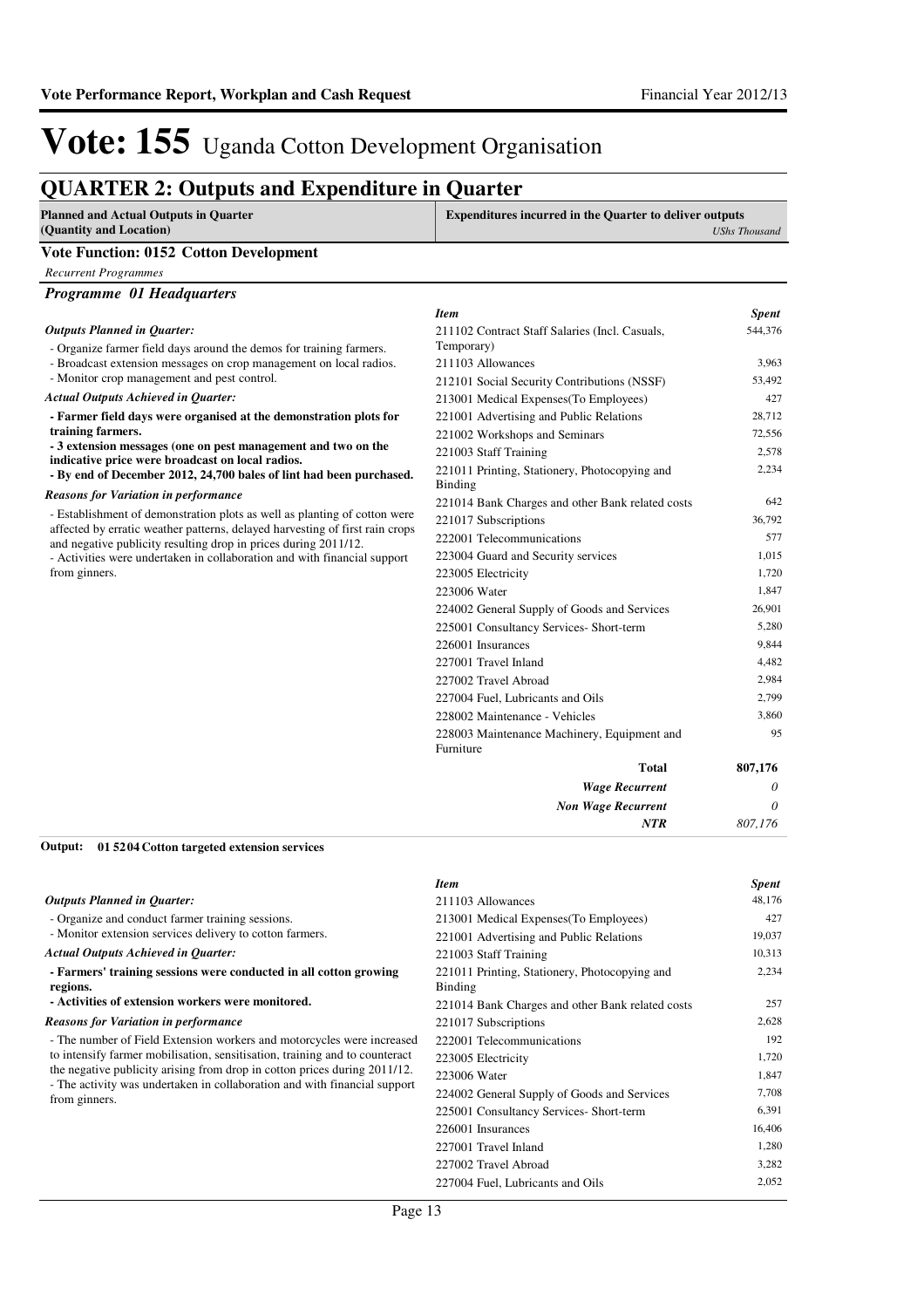# Vote: 155 Uganda Cotton Development Organisation

## QUARTER 2: Outputs and Expenditure in Quarter

| Planned and Actual Outputs in Quarter (Quantity and Location) | Expenditures incurred in the Quarter to deliver outputs *UShs Thousand* |
|---|---|

### Vote Function: 0152 Cotton Development

*Recurrent Programmes*

#### *Programme 01 Headquarters*

***Outputs Planned in Quarter:***

- Organize farmer field days around the demos for training farmers.
- Broadcast extension messages on crop management on local radios.
- Monitor crop management and pest control.

***Actual Outputs Achieved in Quarter:***

**- Farmer field days were organised at the demonstration plots for training farmers.**
**- 3 extension messages (one on pest management and two on the indicative price were broadcast on local radios.**
**- By end of December 2012, 24,700 bales of lint had been purchased.**

***Reasons for Variation in performance***

- Establishment of demonstration plots as well as planting of cotton were affected by erratic weather patterns, delayed harvesting of first rain crops and negative publicity resulting drop in prices during 2011/12.
- Activities were undertaken in collaboration and with financial support from ginners.

| *Item* | *Spent* |
|---|---|
| 211102 Contract Staff Salaries (Incl. Casuals, Temporary) | 544,376 |
| 211103 Allowances | 3,963 |
| 212101 Social Security Contributions (NSSF) | 53,492 |
| 213001 Medical Expenses(To Employees) | 427 |
| 221001 Advertising and Public Relations | 28,712 |
| 221002 Workshops and Seminars | 72,556 |
| 221003 Staff Training | 2,578 |
| 221011 Printing, Stationery, Photocopying and Binding | 2,234 |
| 221014 Bank Charges and other Bank related costs | 642 |
| 221017 Subscriptions | 36,792 |
| 222001 Telecommunications | 577 |
| 223004 Guard and Security services | 1,015 |
| 223005 Electricity | 1,720 |
| 223006 Water | 1,847 |
| 224002 General Supply of Goods and Services | 26,901 |
| 225001 Consultancy Services- Short-term | 5,280 |
| 226001 Insurances | 9,844 |
| 227001 Travel Inland | 4,482 |
| 227002 Travel Abroad | 2,984 |
| 227004 Fuel, Lubricants and Oils | 2,799 |
| 228002 Maintenance - Vehicles | 3,860 |
| 228003 Maintenance Machinery, Equipment and Furniture | 95 |
| **Total** | **807,176** |
| ***Wage Recurrent*** | *0* |
| ***Non Wage Recurrent*** | *0* |
| ***NTR*** | *807,176* |

**Output: 01 5204 Cotton targeted extension services**

***Outputs Planned in Quarter:***

- Organize and conduct farmer training sessions.
- Monitor extension services delivery to cotton farmers.

***Actual Outputs Achieved in Quarter:***

**- Farmers' training sessions were conducted in all cotton growing regions.**
**- Activities of extension workers were monitored.**

***Reasons for Variation in performance***

- The number of Field Extension workers and motorcycles were increased to intensify farmer mobilisation, sensitisation, training and to counteract the negative publicity arising from drop in cotton prices during 2011/12.
- The activity was undertaken in collaboration and with financial support from ginners.

| *Item* | *Spent* |
|---|---|
| 211103 Allowances | 48,176 |
| 213001 Medical Expenses(To Employees) | 427 |
| 221001 Advertising and Public Relations | 19,037 |
| 221003 Staff Training | 10,313 |
| 221011 Printing, Stationery, Photocopying and Binding | 2,234 |
| 221014 Bank Charges and other Bank related costs | 257 |
| 221017 Subscriptions | 2,628 |
| 222001 Telecommunications | 192 |
| 223005 Electricity | 1,720 |
| 223006 Water | 1,847 |
| 224002 General Supply of Goods and Services | 7,708 |
| 225001 Consultancy Services- Short-term | 6,391 |
| 226001 Insurances | 16,406 |
| 227001 Travel Inland | 1,280 |
| 227002 Travel Abroad | 3,282 |
| 227004 Fuel, Lubricants and Oils | 2,052 |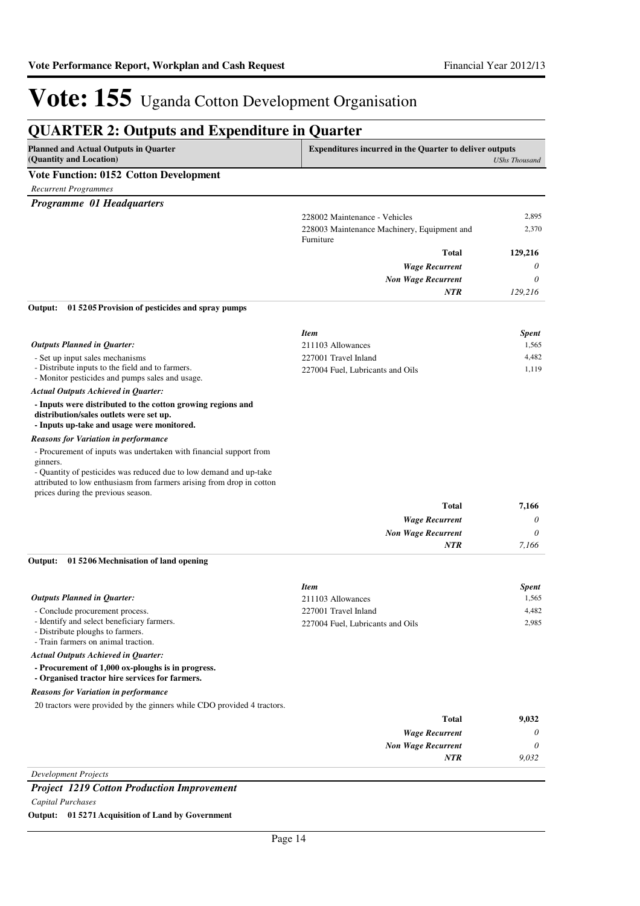# Vote: 155 Uganda Cotton Development Organisation

## QUARTER 2: Outputs and Expenditure in Quarter

| Planned and Actual Outputs in Quarter (Quantity and Location) | Expenditures incurred in the Quarter to deliver outputs | *UShs Thousand* |
|---|---|---|

### Vote Function: 0152 Cotton Development

*Recurrent Programmes*

#### *Programme 01 Headquarters*

| | |
|---|---|
| 228002 Maintenance - Vehicles | 2,895 |
| 228003 Maintenance Machinery, Equipment and Furniture | 2,370 |
| **Total** | **129,216** |
| ***Wage Recurrent*** | *0* |
| ***Non Wage Recurrent*** | *0* |
| ***NTR*** | *129,216* |

**Output: 01 5205 Provision of pesticides and spray pumps**

| Item | Spent |
|---|---|
| 211103 Allowances | 1,565 |
| 227001 Travel Inland | 4,482 |
| 227004 Fuel, Lubricants and Oils | 1,119 |

***Outputs Planned in Quarter:***

- Set up input sales mechanisms
- Distribute inputs to the field and to farmers.
- Monitor pesticides and pumps sales and usage.

***Actual Outputs Achieved in Quarter:***

**- Inputs were distributed to the cotton growing regions and distribution/sales outlets were set up.**
**- Inputs up-take and usage were monitored.**

***Reasons for Variation in performance***

- Procurement of inputs was undertaken with financial support from ginners.
- Quantity of pesticides was reduced due to low demand and up-take attributed to low enthusiasm from farmers arising from drop in cotton prices during the previous season.

| | |
|---|---|
| **Total** | **7,166** |
| ***Wage Recurrent*** | *0* |
| ***Non Wage Recurrent*** | *0* |
| ***NTR*** | *7,166* |

**Output: 01 5206 Mechnisation of land opening**

| Item | Spent |
|---|---|
| 211103 Allowances | 1,565 |
| 227001 Travel Inland | 4,482 |
| 227004 Fuel, Lubricants and Oils | 2,985 |

***Outputs Planned in Quarter:***

- Conclude procurement process.
- Identify and select beneficiary farmers.
- Distribute ploughs to farmers.
- Train farmers on animal traction.

***Actual Outputs Achieved in Quarter:***

**- Procurement of 1,000 ox-ploughs is in progress.**
**- Organised tractor hire services for farmers.**

***Reasons for Variation in performance***

20 tractors were provided by the ginners while CDO provided 4 tractors.

| | |
|---|---|
| **Total** | **9,032** |
| ***Wage Recurrent*** | *0* |
| ***Non Wage Recurrent*** | *0* |
| ***NTR*** | *9,032* |

*Development Projects*

#### *Project 1219 Cotton Production Improvement*

*Capital Purchases*

**Output: 01 5271 Acquisition of Land by Government**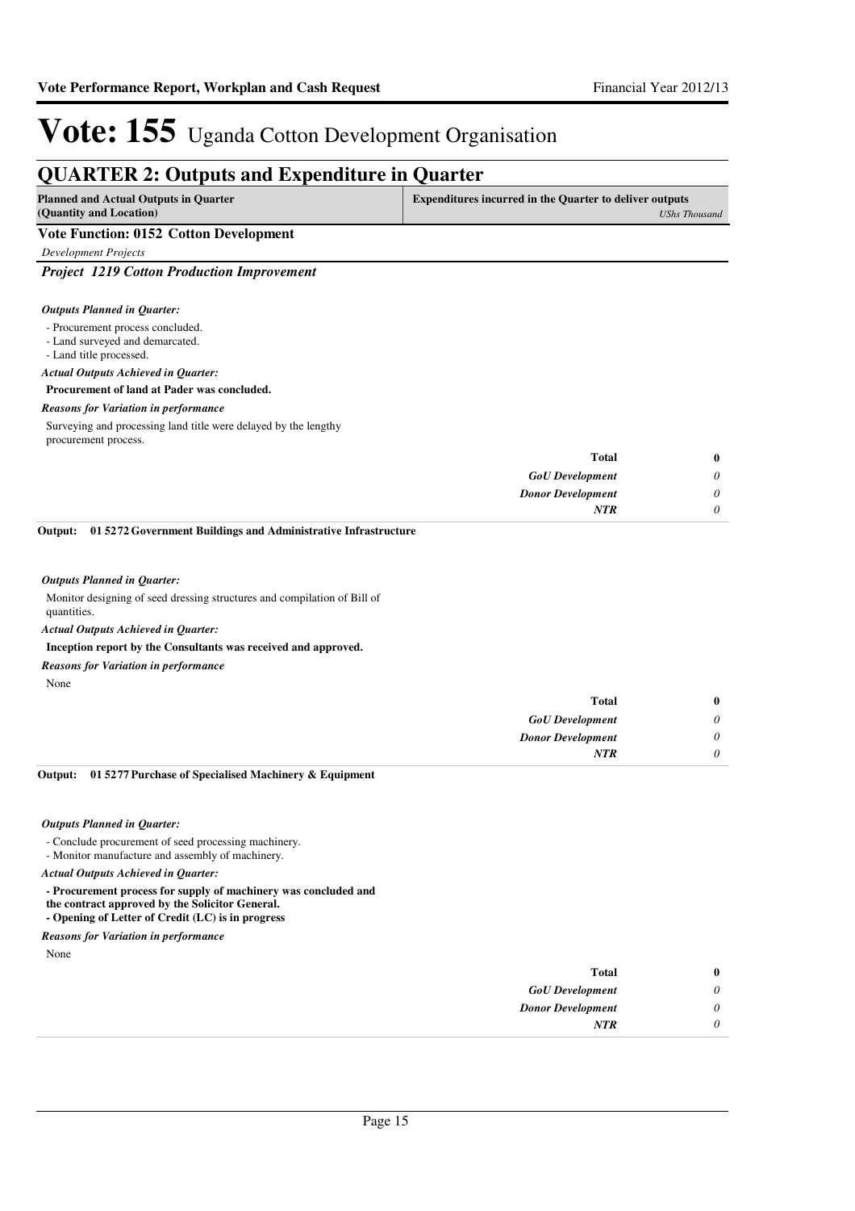# Vote: 155 Uganda Cotton Development Organisation

## QUARTER 2: Outputs and Expenditure in Quarter

| Planned and Actual Outputs in Quarter (Quantity and Location) | Expenditures incurred in the Quarter to deliver outputs *UShs Thousand* |
|---|---|

### Vote Function: 0152 Cotton Development

*Development Projects*

#### *Project 1219 Cotton Production Improvement*

***Outputs Planned in Quarter:***

- Procurement process concluded.
- Land surveyed and demarcated.
- Land title processed.

***Actual Outputs Achieved in Quarter:***

**Procurement of land at Pader was concluded.**

***Reasons for Variation in performance***

Surveying and processing land title were delayed by the lengthy procurement process.

| | |
|---|---|
| **Total** | **0** |
| *GoU Development* | *0* |
| *Donor Development* | *0* |
| *NTR* | *0* |

**Output: 01 5272 Government Buildings and Administrative Infrastructure**

***Outputs Planned in Quarter:***

Monitor designing of seed dressing structures and compilation of Bill of quantities.

***Actual Outputs Achieved in Quarter:***

**Inception report by the Consultants was received and approved.**

***Reasons for Variation in performance***

None

| | |
|---|---|
| **Total** | **0** |
| *GoU Development* | *0* |
| *Donor Development* | *0* |
| *NTR* | *0* |

**Output: 01 5277 Purchase of Specialised Machinery & Equipment**

***Outputs Planned in Quarter:***

- Conclude procurement of seed processing machinery.
- Monitor manufacture and assembly of machinery.

***Actual Outputs Achieved in Quarter:***

**- Procurement process for supply of machinery was concluded and the contract approved by the Solicitor General.**
**- Opening of Letter of Credit (LC) is in progress**

***Reasons for Variation in performance***

None

| | |
|---|---|
| **Total** | **0** |
| *GoU Development* | *0* |
| *Donor Development* | *0* |
| *NTR* | *0* |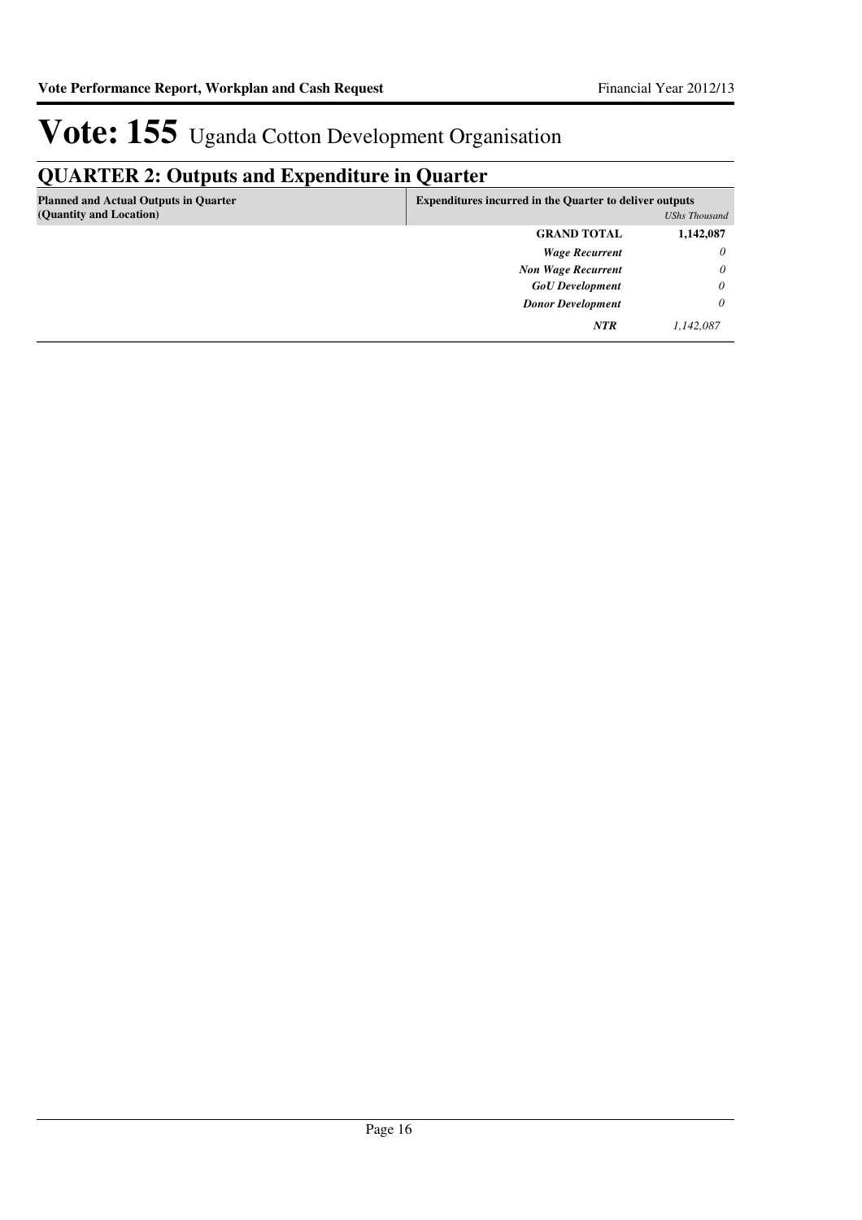# Vote: 155 Uganda Cotton Development Organisation

## QUARTER 2: Outputs and Expenditure in Quarter

| Planned and Actual Outputs in Quarter (Quantity and Location) | Expenditures incurred in the Quarter to deliver outputs | *UShs Thousand* |
|---|---|---|
| | **GRAND TOTAL** | **1,142,087** |
| | ***Wage Recurrent*** | *0* |
| | ***Non Wage Recurrent*** | *0* |
| | ***GoU Development*** | *0* |
| | ***Donor Development*** | *0* |
| | ***NTR*** | *1,142,087* |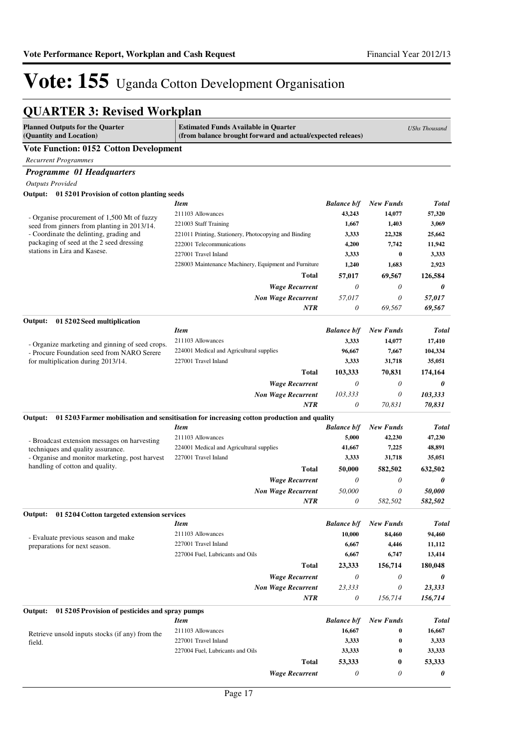# Vote: 155 Uganda Cotton Development Organisation

## QUARTER 3: Revised Workplan

| Planned Outputs for the Quarter (Quantity and Location) | Estimated Funds Available in Quarter (from balance brought forward and actual/expected releaes) | | | *UShs Thousand* |
|---|---|---|---|---|

### Vote Function: 0152 Cotton Development

*Recurrent Programmes*

#### *Programme 01 Headquarters*

*Outputs Provided*

**Output: 01 5201 Provision of cotton planting seeds**

| Planned Outputs | *Item* | *Balance b/f* | *New Funds* | *Total* |
|---|---|---|---|---|
| - Organise procurement of 1,500 Mt of fuzzy seed from ginners from planting in 2013/14.<br>- Coordinate the delinting, grading and packaging of seed at the 2 seed dressing stations in Lira and Kasese. | 211103 Allowances | 43,243 | 14,077 | 57,320 |
| | 221003 Staff Training | 1,667 | 1,403 | 3,069 |
| | 221011 Printing, Stationery, Photocopying and Binding | 3,333 | 22,328 | 25,662 |
| | 222001 Telecommunications | 4,200 | 7,742 | 11,942 |
| | 227001 Travel Inland | 3,333 | 0 | 3,333 |
| | 228003 Maintenance Machinery, Equipment and Furniture | 1,240 | 1,683 | 2,923 |
| | **Total** | **57,017** | **69,567** | **126,584** |
| | ***Wage Recurrent*** | *0* | *0* | ***0*** |
| | ***Non Wage Recurrent*** | *57,017* | *0* | ***57,017*** |
| | ***NTR*** | *0* | *69,567* | ***69,567*** |

**Output: 01 5202 Seed multiplication**

| Planned Outputs | *Item* | *Balance b/f* | *New Funds* | *Total* |
|---|---|---|---|---|
| - Organize marketing and ginning of seed crops.<br>- Procure Foundation seed from NARO Serere for multiplication during 2013/14. | 211103 Allowances | 3,333 | 14,077 | 17,410 |
| | 224001 Medical and Agricultural supplies | 96,667 | 7,667 | 104,334 |
| | 227001 Travel Inland | 3,333 | 31,718 | 35,051 |
| | **Total** | **103,333** | **70,831** | **174,164** |
| | ***Wage Recurrent*** | *0* | *0* | ***0*** |
| | ***Non Wage Recurrent*** | *103,333* | *0* | ***103,333*** |
| | ***NTR*** | *0* | *70,831* | ***70,831*** |

**Output: 01 5203 Farmer mobilisation and sensitisation for increasing cotton production and quality**

| Planned Outputs | *Item* | *Balance b/f* | *New Funds* | *Total* |
|---|---|---|---|---|
| - Broadcast extension messages on harvesting techniques and quality assurance.<br>- Organise and monitor marketing, post harvest handling of cotton and quality. | 211103 Allowances | 5,000 | 42,230 | 47,230 |
| | 224001 Medical and Agricultural supplies | 41,667 | 7,225 | 48,891 |
| | 227001 Travel Inland | 3,333 | 31,718 | 35,051 |
| | **Total** | **50,000** | **582,502** | **632,502** |
| | ***Wage Recurrent*** | *0* | *0* | ***0*** |
| | ***Non Wage Recurrent*** | *50,000* | *0* | ***50,000*** |
| | ***NTR*** | *0* | *582,502* | ***582,502*** |

**Output: 01 5204 Cotton targeted extension services**

| Planned Outputs | *Item* | *Balance b/f* | *New Funds* | *Total* |
|---|---|---|---|---|
| - Evaluate previous season and make preparations for next season. | 211103 Allowances | 10,000 | 84,460 | 94,460 |
| | 227001 Travel Inland | 6,667 | 4,446 | 11,112 |
| | 227004 Fuel, Lubricants and Oils | 6,667 | 6,747 | 13,414 |
| | **Total** | **23,333** | **156,714** | **180,048** |
| | ***Wage Recurrent*** | *0* | *0* | ***0*** |
| | ***Non Wage Recurrent*** | *23,333* | *0* | ***23,333*** |
| | ***NTR*** | *0* | *156,714* | ***156,714*** |

**Output: 01 5205 Provision of pesticides and spray pumps**

| Planned Outputs | *Item* | *Balance b/f* | *New Funds* | *Total* |
|---|---|---|---|---|
| Retrieve unsold inputs stocks (if any) from the field. | 211103 Allowances | 16,667 | 0 | 16,667 |
| | 227001 Travel Inland | 3,333 | 0 | 3,333 |
| | 227004 Fuel, Lubricants and Oils | 33,333 | 0 | 33,333 |
| | **Total** | **53,333** | **0** | **53,333** |
| | ***Wage Recurrent*** | *0* | *0* | ***0*** |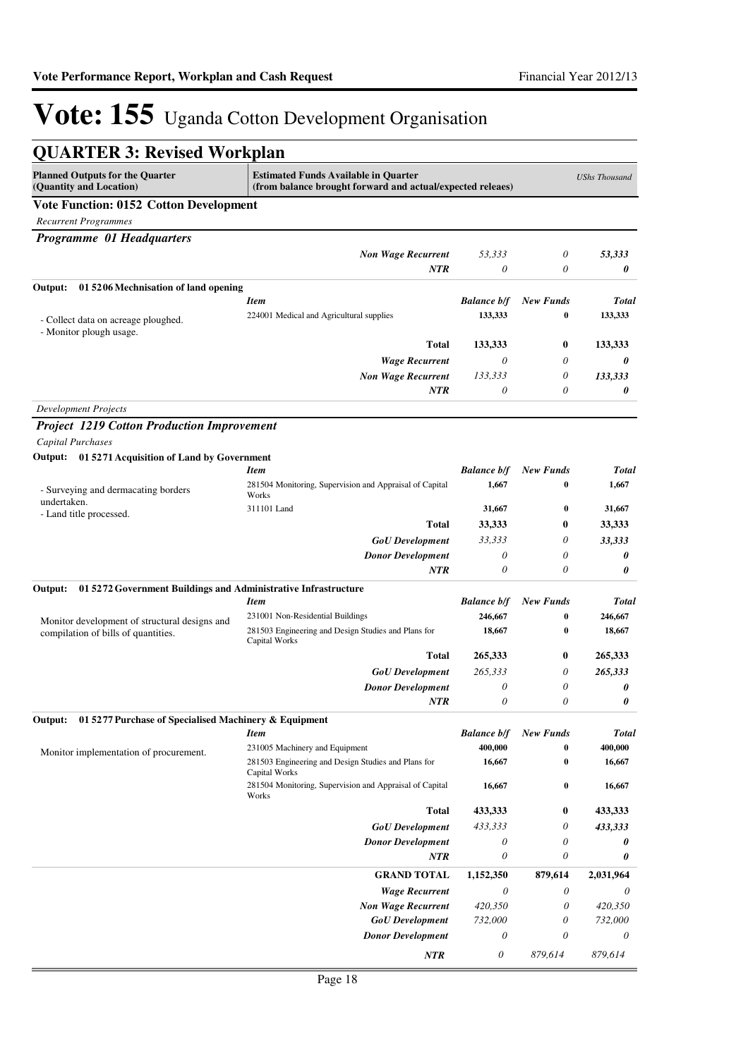# Vote: 155 Uganda Cotton Development Organisation

## QUARTER 3: Revised Workplan

| Planned Outputs for the Quarter (Quantity and Location) | Estimated Funds Available in Quarter (from balance brought forward and actual/expected releaes) | | | *UShs Thousand* |
|---|---|---|---|---|
| **Vote Function: 0152 Cotton Development** | | | | |
| *Recurrent Programmes* | | | | |
| ***Programme 01 Headquarters*** | | | | |
| | ***Non Wage Recurrent*** | *53,333* | *0* | ***53,333*** |
| | ***NTR*** | *0* | *0* | ***0*** |
| **Output: 01 5206 Mechnisation of land opening** | | | | |
| | ***Item*** | ***Balance b/f*** | ***New Funds*** | ***Total*** |
| - Collect data on acreage ploughed.<br>- Monitor plough usage. | 224001 Medical and Agricultural supplies | **133,333** | **0** | **133,333** |
| | **Total** | **133,333** | **0** | **133,333** |
| | ***Wage Recurrent*** | *0* | *0* | ***0*** |
| | ***Non Wage Recurrent*** | *133,333* | *0* | ***133,333*** |
| | ***NTR*** | *0* | *0* | ***0*** |
| *Development Projects* | | | | |
| ***Project 1219 Cotton Production Improvement*** | | | | |
| *Capital Purchases* | | | | |
| **Output: 01 5271 Acquisition of Land by Government** | | | | |
| | ***Item*** | ***Balance b/f*** | ***New Funds*** | ***Total*** |
| - Surveying and dermacating borders undertaken.<br>- Land title processed. | 281504 Monitoring, Supervision and Appraisal of Capital Works | **1,667** | **0** | **1,667** |
| | 311101 Land | **31,667** | **0** | **31,667** |
| | **Total** | **33,333** | **0** | **33,333** |
| | ***GoU Development*** | *33,333* | *0* | ***33,333*** |
| | ***Donor Development*** | *0* | *0* | ***0*** |
| | ***NTR*** | *0* | *0* | ***0*** |
| **Output: 01 5272 Government Buildings and Administrative Infrastructure** | | | | |
| | ***Item*** | ***Balance b/f*** | ***New Funds*** | ***Total*** |
| Monitor development of structural designs and compilation of bills of quantities. | 231001 Non-Residential Buildings | **246,667** | **0** | **246,667** |
| | 281503 Engineering and Design Studies and Plans for Capital Works | **18,667** | **0** | **18,667** |
| | **Total** | **265,333** | **0** | **265,333** |
| | ***GoU Development*** | *265,333* | *0* | ***265,333*** |
| | ***Donor Development*** | *0* | *0* | ***0*** |
| | ***NTR*** | *0* | *0* | ***0*** |
| **Output: 01 5277 Purchase of Specialised Machinery & Equipment** | | | | |
| | ***Item*** | ***Balance b/f*** | ***New Funds*** | ***Total*** |
| Monitor implementation of procurement. | 231005 Machinery and Equipment | **400,000** | **0** | **400,000** |
| | 281503 Engineering and Design Studies and Plans for Capital Works | **16,667** | **0** | **16,667** |
| | 281504 Monitoring, Supervision and Appraisal of Capital Works | **16,667** | **0** | **16,667** |
| | **Total** | **433,333** | **0** | **433,333** |
| | ***GoU Development*** | *433,333* | *0* | ***433,333*** |
| | ***Donor Development*** | *0* | *0* | ***0*** |
| | ***NTR*** | *0* | *0* | ***0*** |
| | **GRAND TOTAL** | **1,152,350** | **879,614** | **2,031,964** |
| | ***Wage Recurrent*** | *0* | *0* | *0* |
| | ***Non Wage Recurrent*** | *420,350* | *0* | *420,350* |
| | ***GoU Development*** | *732,000* | *0* | *732,000* |
| | ***Donor Development*** | *0* | *0* | *0* |
| | ***NTR*** | *0* | *879,614* | *879,614* |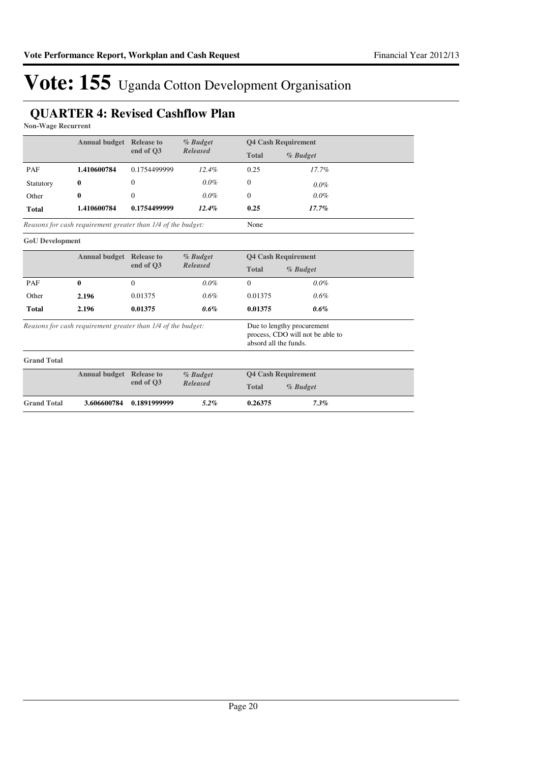# Vote: 155 Uganda Cotton Development Organisation

## QUARTER 4: Revised Cashflow Plan

**Non-Wage Recurrent**

| | Annual budget | Release to end of Q3 | *% Budget Released* | Q4 Cash Requirement Total | *% Budget* |
|---|---|---|---|---|---|
| PAF | **1.410600784** | 0.1754499999 | *12.4%* | 0.25 | *17.7%* |
| Statutory | **0** | 0 | *0.0%* | 0 | *0.0%* |
| Other | **0** | 0 | *0.0%* | 0 | *0.0%* |
| **Total** | **1.410600784** | **0.1754499999** | ***12.4%*** | **0.25** | ***17.7%*** |

*Reasons for cash requirement greater than 1/4 of the budget:* None

**GoU Development**

| | Annual budget | Release to end of Q3 | *% Budget Released* | Q4 Cash Requirement Total | *% Budget* |
|---|---|---|---|---|---|
| PAF | **0** | 0 | *0.0%* | 0 | *0.0%* |
| Other | **2.196** | 0.01375 | *0.6%* | 0.01375 | *0.6%* |
| **Total** | **2.196** | **0.01375** | ***0.6%*** | **0.01375** | ***0.6%*** |

*Reasons for cash requirement greater than 1/4 of the budget:* Due to lengthy procurement process, CDO will not be able to absord all the funds.

**Grand Total**

| | Annual budget | Release to end of Q3 | *% Budget Released* | Q4 Cash Requirement Total | *% Budget* |
|---|---|---|---|---|---|
| **Grand Total** | **3.606600784** | **0.1891999999** | ***5.2%*** | **0.26375** | ***7.3%*** |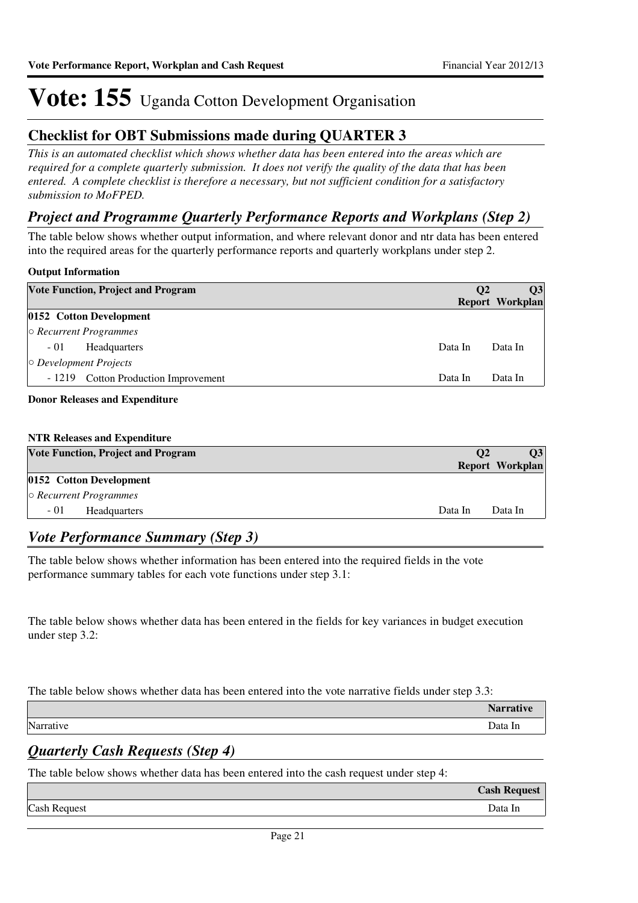# Vote: 155 Uganda Cotton Development Organisation

## Checklist for OBT Submissions made during QUARTER 3

*This is an automated checklist which shows whether data has been entered into the areas which are required for a complete quarterly submission. It does not verify the quality of the data that has been entered. A complete checklist is therefore a necessary, but not sufficient condition for a satisfactory submission to MoFPED.*

### *Project and Programme Quarterly Performance Reports and Workplans (Step 2)*

The table below shows whether output information, and where relevant donor and ntr data has been entered into the required areas for the quarterly performance reports and quarterly workplans under step 2.

**Output Information**

| Vote Function, Project and Program | Q2 Report | Q3 Workplan |
|---|---|---|
| **0152 Cotton Development** | | |
| ○ *Recurrent Programmes* | | |
| - 01 Headquarters | Data In | Data In |
| ○ *Development Projects* | | |
| - 1219 Cotton Production Improvement | Data In | Data In |

**Donor Releases and Expenditure**

**NTR Releases and Expenditure**

| Vote Function, Project and Program | Q2 Report | Q3 Workplan |
|---|---|---|
| **0152 Cotton Development** | | |
| ○ *Recurrent Programmes* | | |
| - 01 Headquarters | Data In | Data In |

### *Vote Performance Summary (Step 3)*

The table below shows whether information has been entered into the required fields in the vote performance summary tables for each vote functions under step 3.1:

The table below shows whether data has been entered in the fields for key variances in budget execution under step 3.2:

The table below shows whether data has been entered into the vote narrative fields under step 3.3:

| | Narrative |
|---|---|
| Narrative | Data In |

### *Quarterly Cash Requests (Step 4)*

The table below shows whether data has been entered into the cash request under step 4:

| | Cash Request |
|---|---|
| Cash Request | Data In |